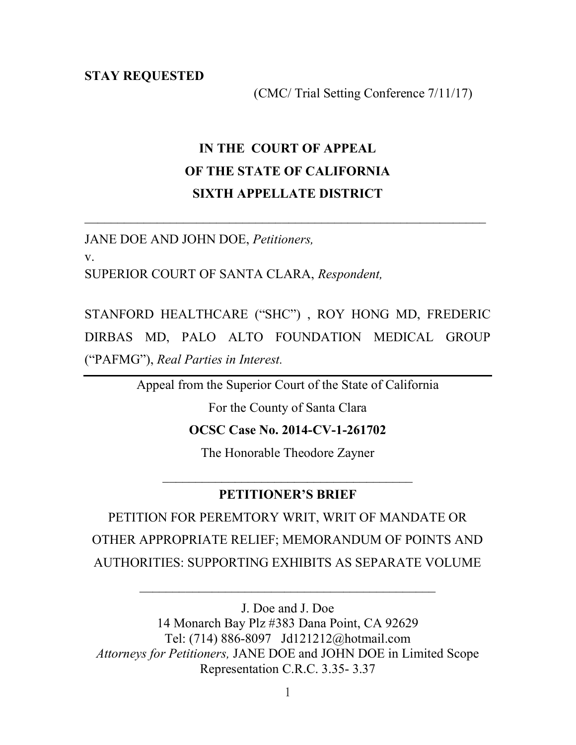**STAY REQUESTED**

(CMC/ Trial Setting Conference 7/11/17)

**IN THE COURT OF APPEAL**
**OF THE STATE OF CALIFORNIA**
**SIXTH APPELLATE DISTRICT**

---

JANE DOE AND JOHN DOE, *Petitioners,*

v.

SUPERIOR COURT OF SANTA CLARA, *Respondent,*

STANFORD HEALTHCARE ("SHC") , ROY HONG MD, FREDERIC DIRBAS MD, PALO ALTO FOUNDATION MEDICAL GROUP ("PAFMG"), *Real Parties in Interest.*

---

Appeal from the Superior Court of the State of California

For the County of Santa Clara

**OCSC Case No. 2014-CV-1-261702**

The Honorable Theodore Zayner

---

**PETITIONER'S BRIEF**

PETITION FOR PEREMTORY WRIT, WRIT OF MANDATE OR OTHER APPROPRIATE RELIEF; MEMORANDUM OF POINTS AND AUTHORITIES: SUPPORTING EXHIBITS AS SEPARATE VOLUME

---

J. Doe and J. Doe
14 Monarch Bay Plz #383 Dana Point, CA 92629
Tel: (714) 886-8097 Jd121212@hotmail.com
*Attorneys for Petitioners,* JANE DOE and JOHN DOE in Limited Scope Representation C.R.C. 3.35- 3.37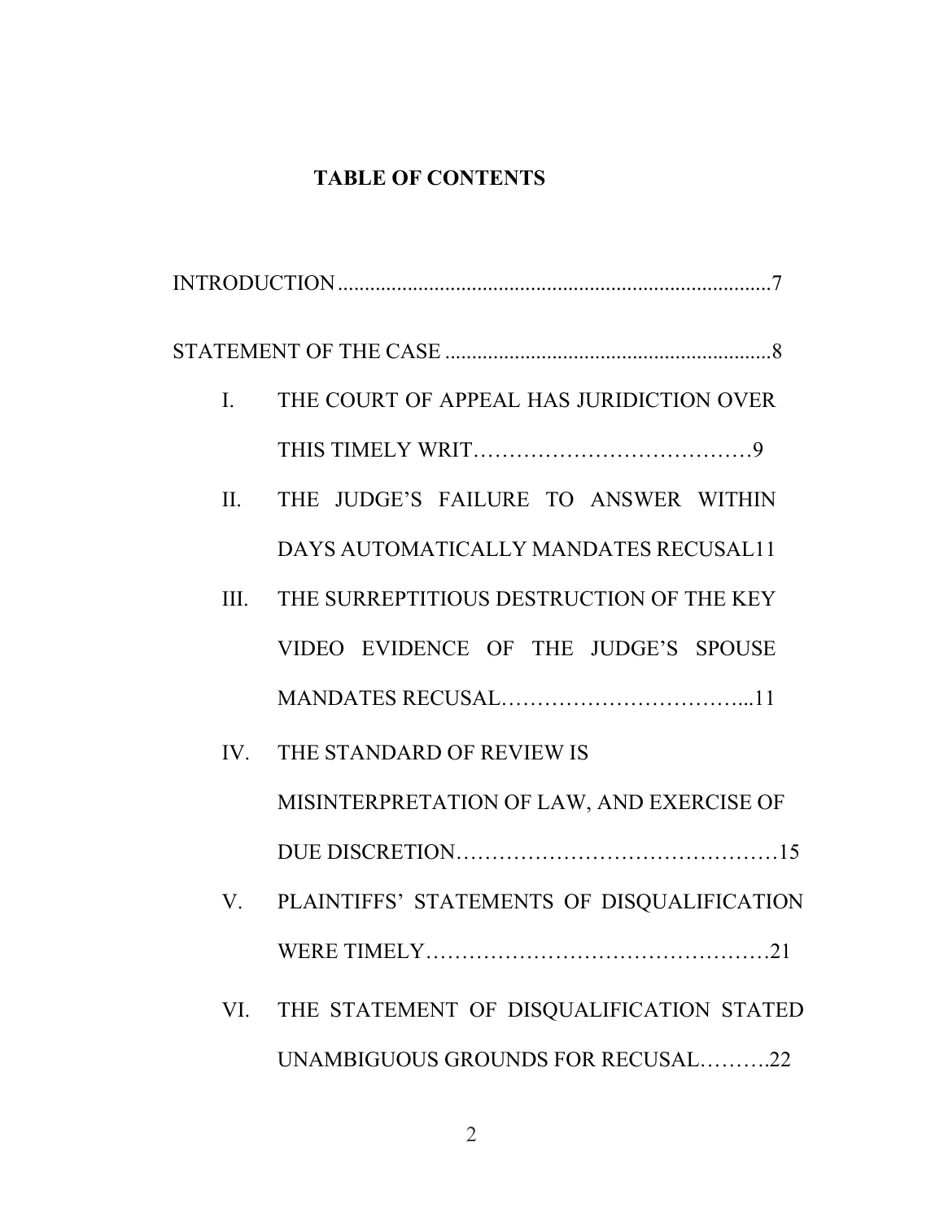# TABLE OF CONTENTS

INTRODUCTION ................................................................................7

STATEMENT OF THE CASE ............................................................8

I. THE COURT OF APPEAL HAS JURIDICTION OVER THIS TIMELY WRIT…………………………………9

II. THE JUDGE'S FAILURE TO ANSWER WITHIN DAYS AUTOMATICALLY MANDATES RECUSAL11

III. THE SURREPTITIOUS DESTRUCTION OF THE KEY VIDEO EVIDENCE OF THE JUDGE'S SPOUSE MANDATES RECUSAL……………………………...11

IV. THE STANDARD OF REVIEW IS MISINTERPRETATION OF LAW, AND EXERCISE OF DUE DISCRETION………………………………………15

V. PLAINTIFFS' STATEMENTS OF DISQUALIFICATION WERE TIMELY…………………………………………21

VI. THE STATEMENT OF DISQUALIFICATION STATED UNAMBIGUOUS GROUNDS FOR RECUSAL……….22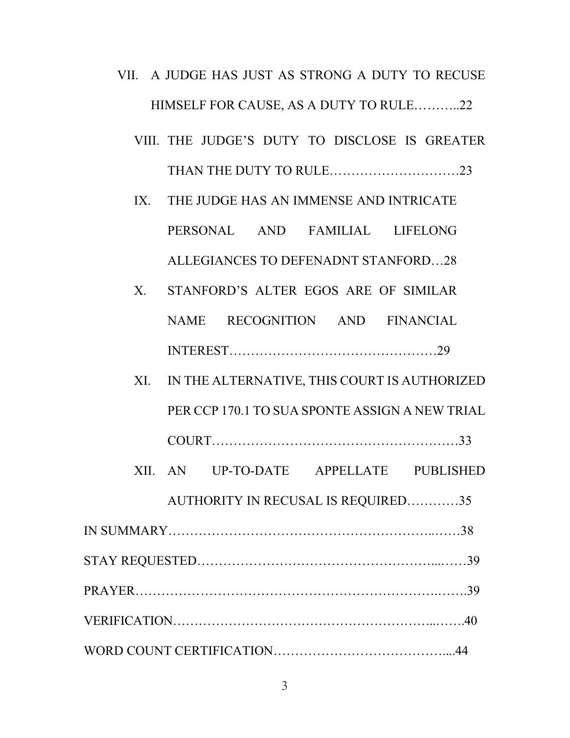VII. A JUDGE HAS JUST AS STRONG A DUTY TO RECUSE HIMSELF FOR CAUSE, AS A DUTY TO RULE………..22

VIII. THE JUDGE'S DUTY TO DISCLOSE IS GREATER THAN THE DUTY TO RULE………………………….23

IX. THE JUDGE HAS AN IMMENSE AND INTRICATE PERSONAL AND FAMILIAL LIFELONG ALLEGIANCES TO DEFENADNT STANFORD…28

X. STANFORD'S ALTER EGOS ARE OF SIMILAR NAME RECOGNITION AND FINANCIAL INTEREST…………………………………………29

XI. IN THE ALTERNATIVE, THIS COURT IS AUTHORIZED PER CCP 170.1 TO SUA SPONTE ASSIGN A NEW TRIAL COURT……………………………………………….33

XII. AN UP-TO-DATE APPELLATE PUBLISHED AUTHORITY IN RECUSAL IS REQUIRED…………35

IN SUMMARY…………………………………………………...……38

STAY REQUESTED…………………………………………….....……39

PRAYER……………………………………………………………..…….39

VERIFICATION……………………………………………………..…….40

WORD COUNT CERTIFICATION…………………………………....44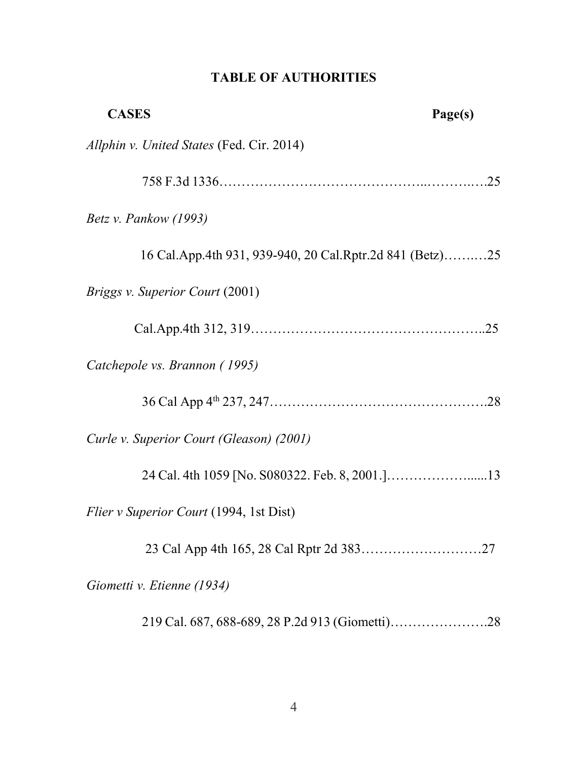# TABLE OF AUTHORITIES

**CASES** **Page(s)**

*Allphin v. United States* (Fed. Cir. 2014)

758 F.3d 1336……………………………………...………..….25

*Betz v. Pankow (1993)*

16 Cal.App.4th 931, 939-940, 20 Cal.Rptr.2d 841 (Betz)……..…25

*Briggs v. Superior Court* (2001)

Cal.App.4th 312, 319……………………………………………..25

*Catchepole vs. Brannon ( 1995)*

36 Cal App 4th 237, 247………………………………………….28

*Curle v. Superior Court (Gleason) (2001)*

24 Cal. 4th 1059 [No. S080322. Feb. 8, 2001.]………………......13

*Flier v Superior Court* (1994, 1st Dist)

23 Cal App 4th 165, 28 Cal Rptr 2d 383………………………27

*Giometti v. Etienne (1934)*

219 Cal. 687, 688-689, 28 P.2d 913 (Giometti)………………….28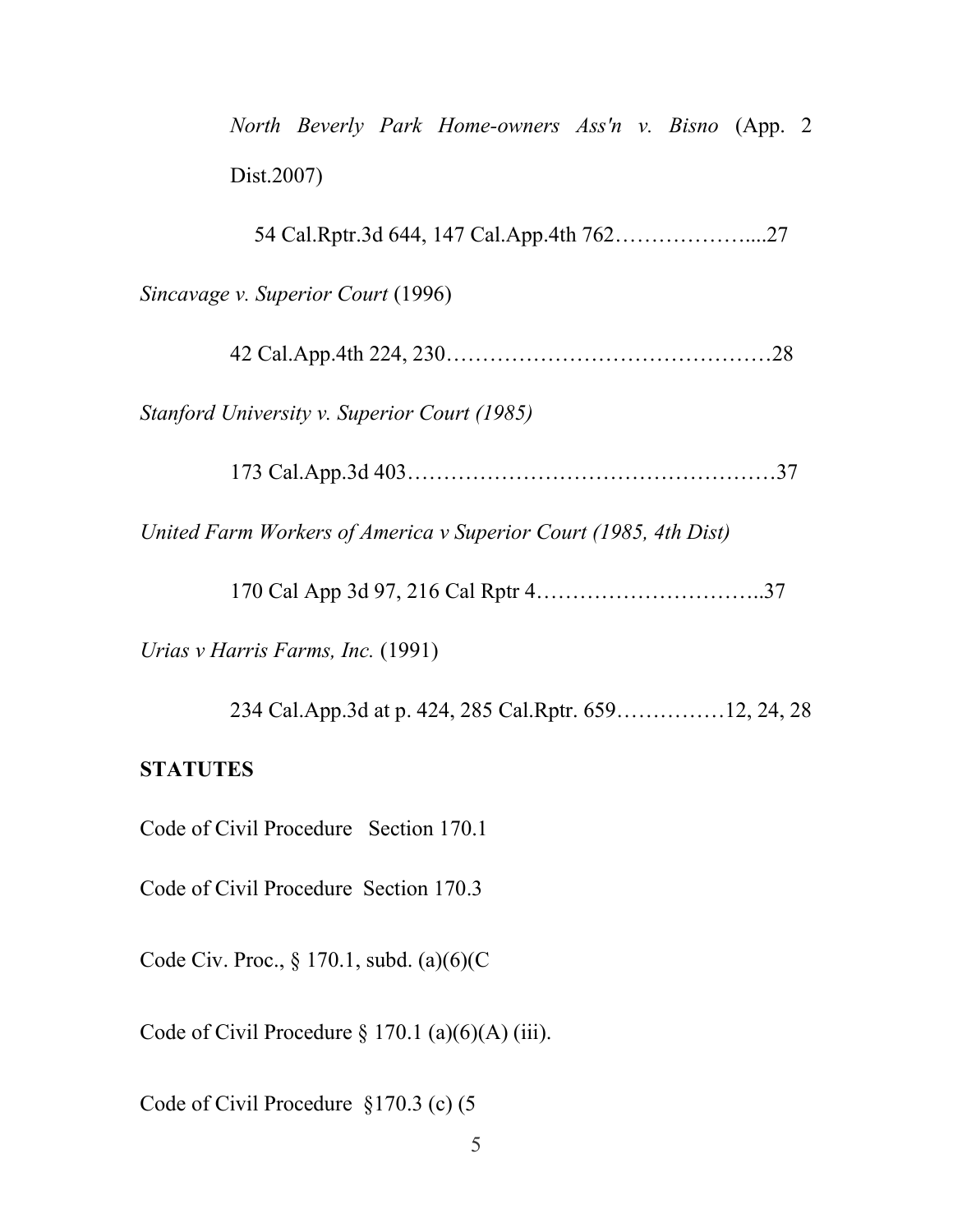*North Beverly Park Home-owners Ass'n v. Bisno* (App. 2 Dist.2007)

54 Cal.Rptr.3d 644, 147 Cal.App.4th 762………………....27

*Sincavage v. Superior Court* (1996)

42 Cal.App.4th 224, 230………………………………………28

*Stanford University v. Superior Court (1985)*

173 Cal.App.3d 403……………………………………………37

*United Farm Workers of America v Superior Court (1985, 4th Dist)*

170 Cal App 3d 97, 216 Cal Rptr 4…………………………..37

*Urias v Harris Farms, Inc.* (1991)

234 Cal.App.3d at p. 424, 285 Cal.Rptr. 659……………12, 24, 28

**STATUTES**

Code of Civil Procedure Section 170.1

Code of Civil Procedure Section 170.3

Code Civ. Proc., § 170.1, subd. (a)(6)(C

Code of Civil Procedure § 170.1 (a)(6)(A) (iii).

Code of Civil Procedure §170.3 (c) (5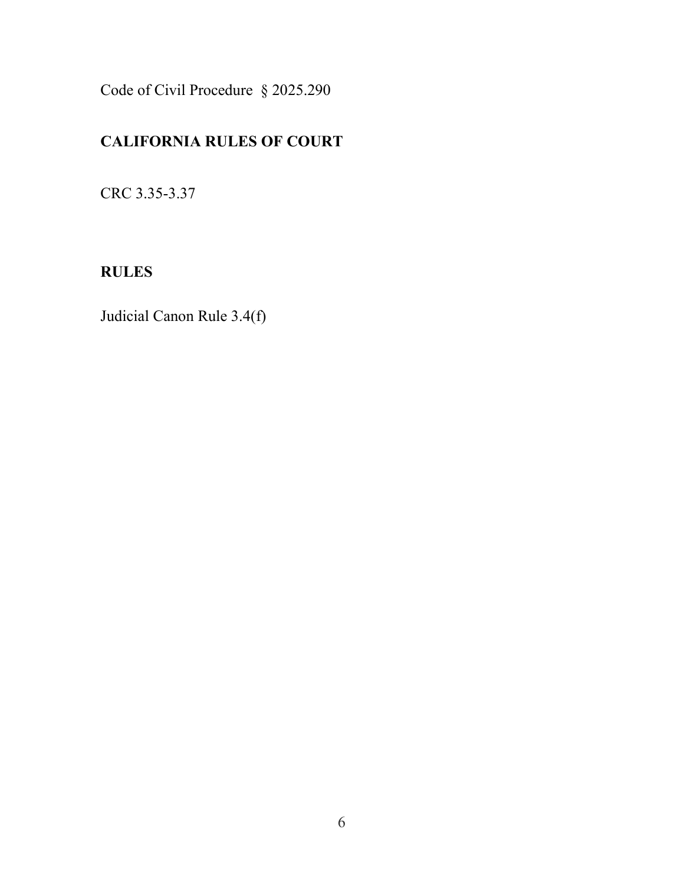Code of Civil Procedure § 2025.290

**CALIFORNIA RULES OF COURT**

CRC 3.35-3.37

**RULES**

Judicial Canon Rule 3.4(f)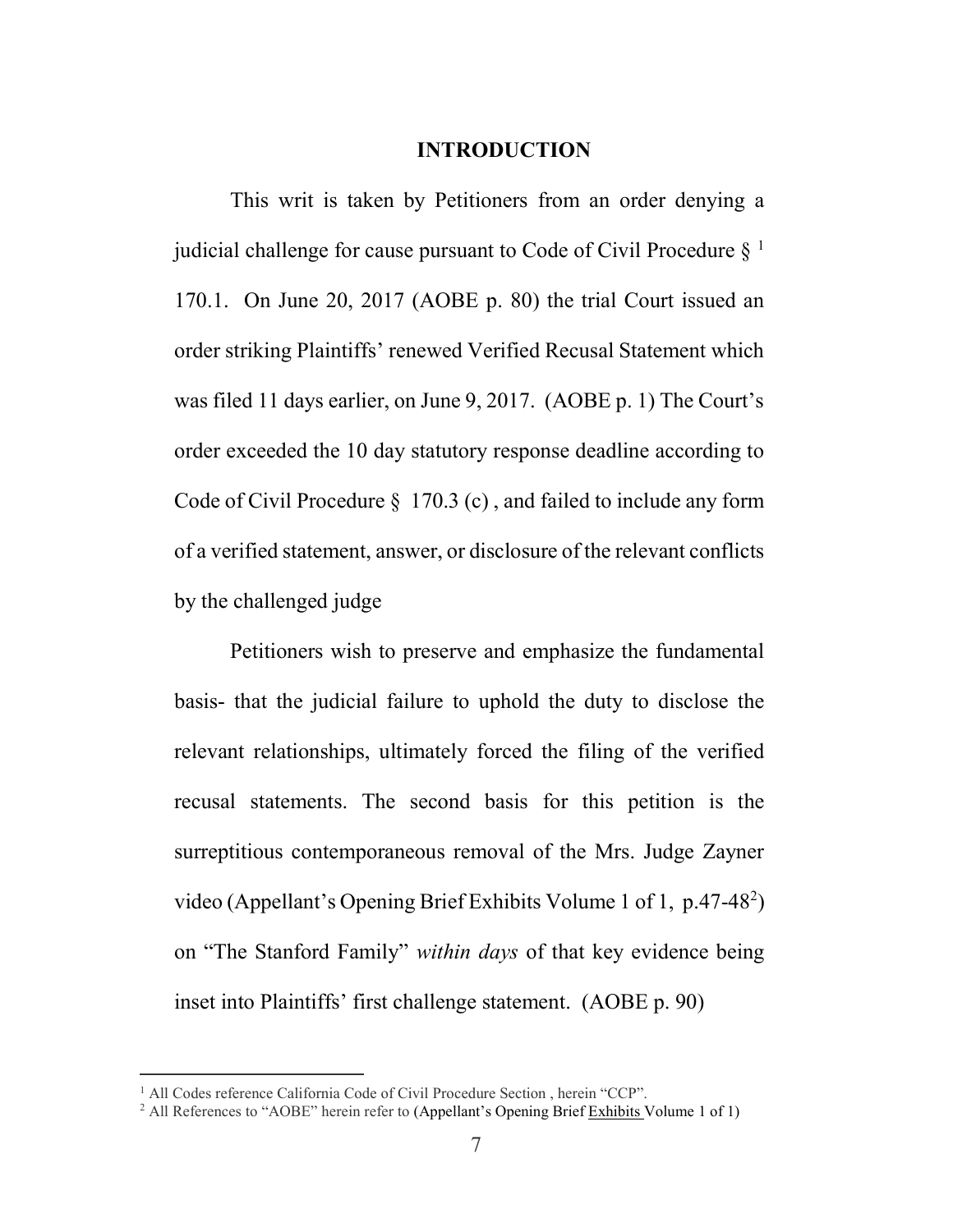## INTRODUCTION

This writ is taken by Petitioners from an order denying a judicial challenge for cause pursuant to Code of Civil Procedure § [1] 170.1. On June 20, 2017 (AOBE p. 80) the trial Court issued an order striking Plaintiffs' renewed Verified Recusal Statement which was filed 11 days earlier, on June 9, 2017. (AOBE p. 1) The Court's order exceeded the 10 day statutory response deadline according to Code of Civil Procedure § 170.3 (c) , and failed to include any form of a verified statement, answer, or disclosure of the relevant conflicts by the challenged judge

Petitioners wish to preserve and emphasize the fundamental basis- that the judicial failure to uphold the duty to disclose the relevant relationships, ultimately forced the filing of the verified recusal statements. The second basis for this petition is the surreptitious contemporaneous removal of the Mrs. Judge Zayner video (Appellant's Opening Brief Exhibits Volume 1 of 1, p.47-48[2]) on "The Stanford Family" *within days* of that key evidence being inset into Plaintiffs' first challenge statement. (AOBE p. 90)

---

[1] All Codes reference California Code of Civil Procedure Section , herein "CCP".

[2] All References to "AOBE" herein refer to (Appellant's Opening Brief Exhibits Volume 1 of 1)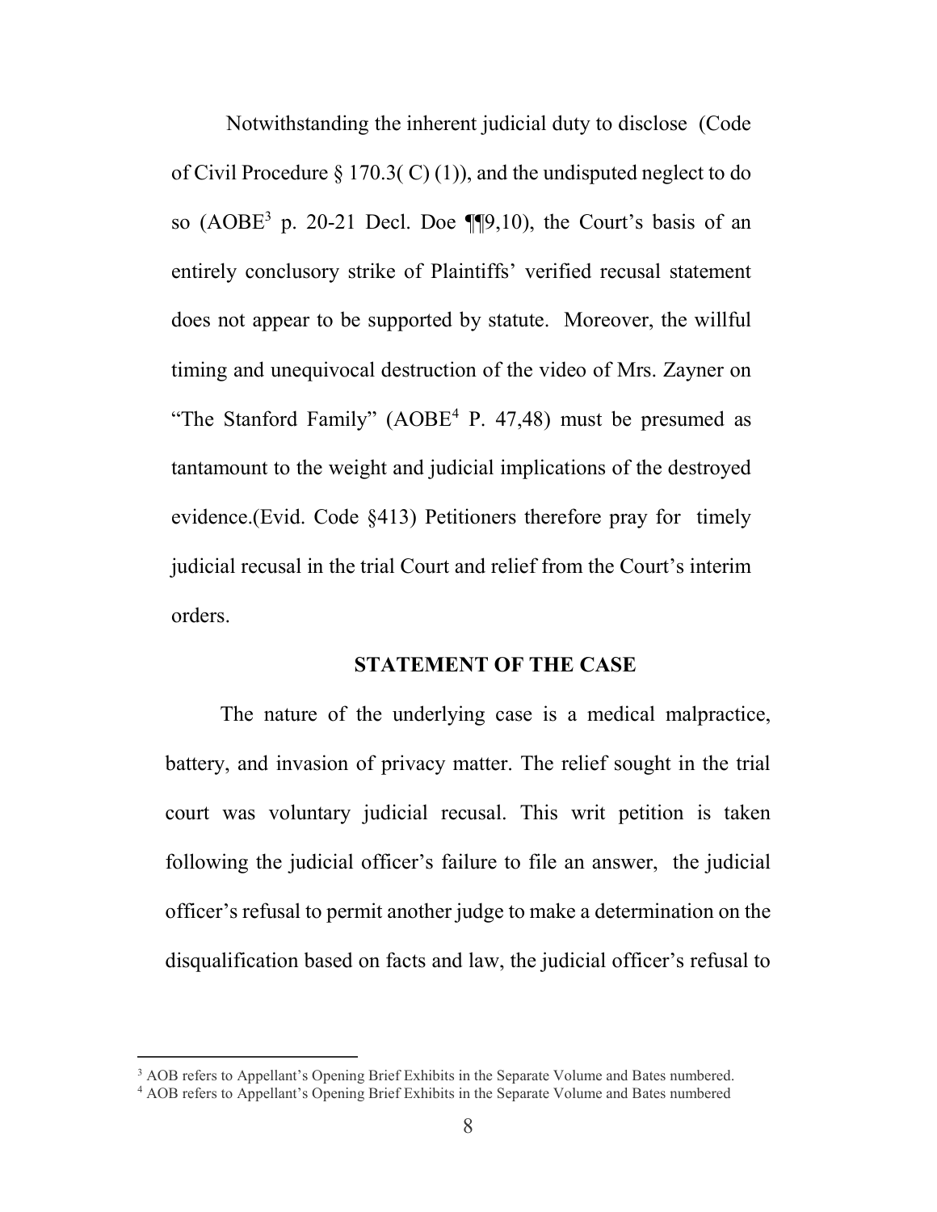Notwithstanding the inherent judicial duty to disclose (Code of Civil Procedure § 170.3( C) (1)), and the undisputed neglect to do so (AOBE[3] p. 20-21 Decl. Doe ¶¶9,10), the Court's basis of an entirely conclusory strike of Plaintiffs' verified recusal statement does not appear to be supported by statute. Moreover, the willful timing and unequivocal destruction of the video of Mrs. Zayner on "The Stanford Family" (AOBE[4] P. 47,48) must be presumed as tantamount to the weight and judicial implications of the destroyed evidence.(Evid. Code §413) Petitioners therefore pray for timely judicial recusal in the trial Court and relief from the Court's interim orders.

## STATEMENT OF THE CASE

The nature of the underlying case is a medical malpractice, battery, and invasion of privacy matter. The relief sought in the trial court was voluntary judicial recusal. This writ petition is taken following the judicial officer's failure to file an answer, the judicial officer's refusal to permit another judge to make a determination on the disqualification based on facts and law, the judicial officer's refusal to

---

[3] AOB refers to Appellant's Opening Brief Exhibits in the Separate Volume and Bates numbered.

[4] AOB refers to Appellant's Opening Brief Exhibits in the Separate Volume and Bates numbered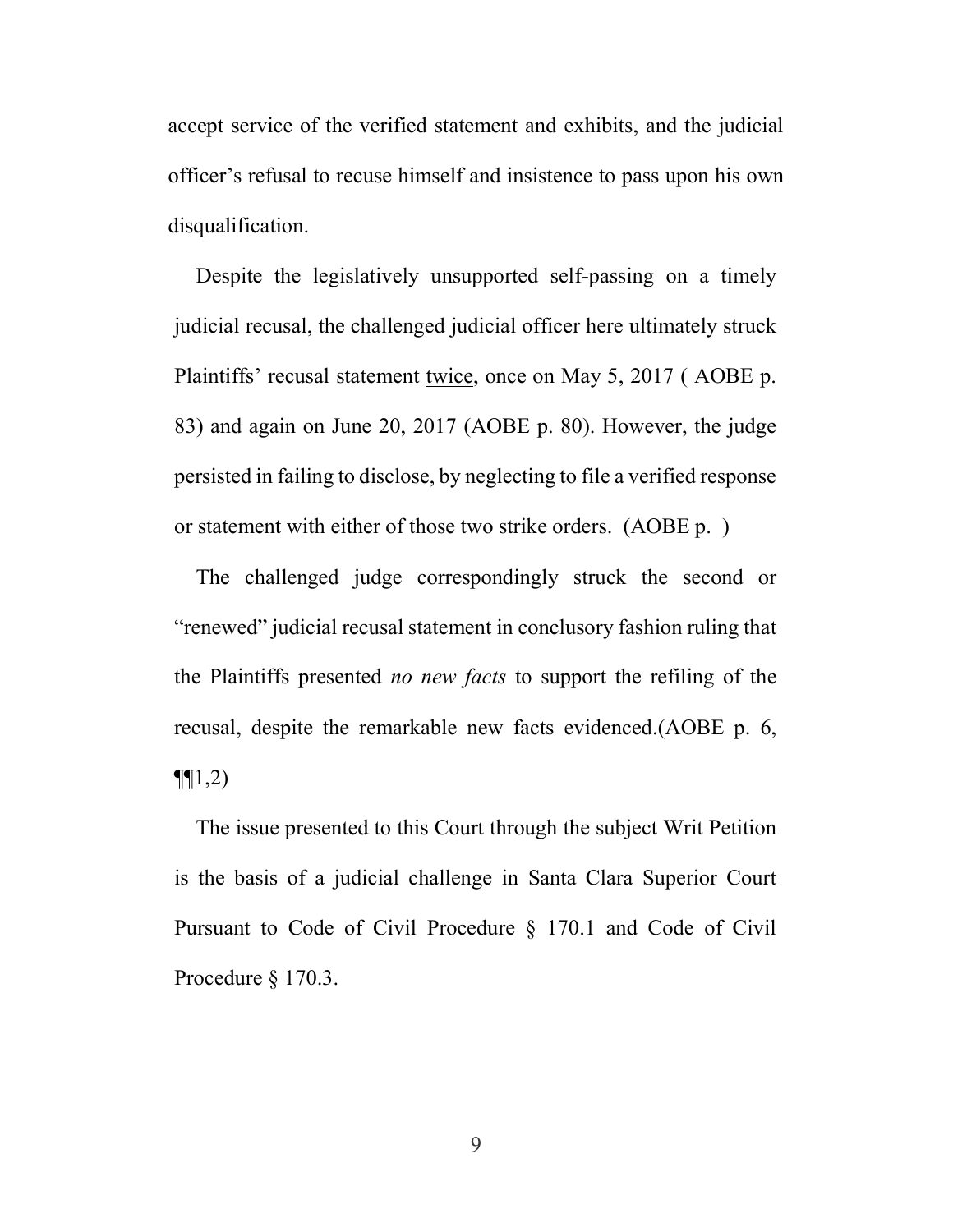accept service of the verified statement and exhibits, and the judicial officer's refusal to recuse himself and insistence to pass upon his own disqualification.

Despite the legislatively unsupported self-passing on a timely judicial recusal, the challenged judicial officer here ultimately struck Plaintiffs' recusal statement twice, once on May 5, 2017 ( AOBE p. 83) and again on June 20, 2017 (AOBE p. 80). However, the judge persisted in failing to disclose, by neglecting to file a verified response or statement with either of those two strike orders. (AOBE p. )

The challenged judge correspondingly struck the second or "renewed" judicial recusal statement in conclusory fashion ruling that the Plaintiffs presented *no new facts* to support the refiling of the recusal, despite the remarkable new facts evidenced.(AOBE p. 6, ¶¶1,2)

The issue presented to this Court through the subject Writ Petition is the basis of a judicial challenge in Santa Clara Superior Court Pursuant to Code of Civil Procedure § 170.1 and Code of Civil Procedure § 170.3.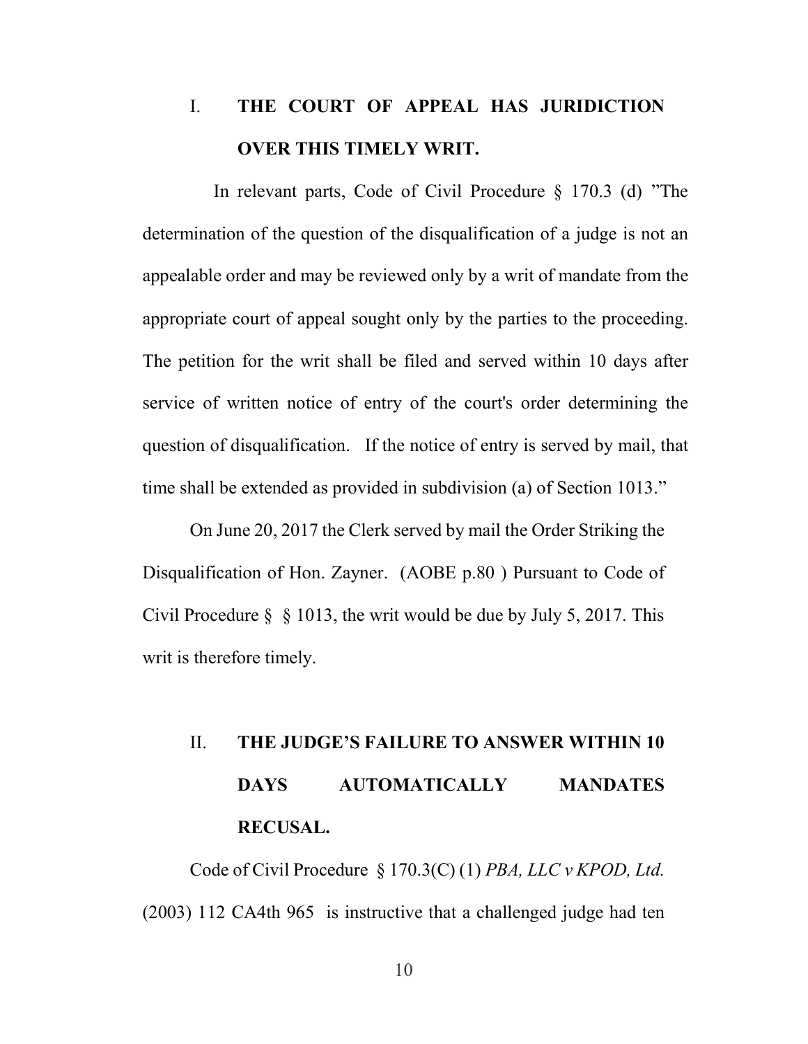## I. THE COURT OF APPEAL HAS JURIDICTION OVER THIS TIMELY WRIT.

In relevant parts, Code of Civil Procedure § 170.3 (d) "The determination of the question of the disqualification of a judge is not an appealable order and may be reviewed only by a writ of mandate from the appropriate court of appeal sought only by the parties to the proceeding. The petition for the writ shall be filed and served within 10 days after service of written notice of entry of the court's order determining the question of disqualification. If the notice of entry is served by mail, that time shall be extended as provided in subdivision (a) of Section 1013."

On June 20, 2017 the Clerk served by mail the Order Striking the Disqualification of Hon. Zayner. (AOBE p.80 ) Pursuant to Code of Civil Procedure § § 1013, the writ would be due by July 5, 2017. This writ is therefore timely.

## II. THE JUDGE'S FAILURE TO ANSWER WITHIN 10 DAYS AUTOMATICALLY MANDATES RECUSAL.

Code of Civil Procedure § 170.3(C) (1) *PBA, LLC v KPOD, Ltd.* (2003) 112 CA4th 965 is instructive that a challenged judge had ten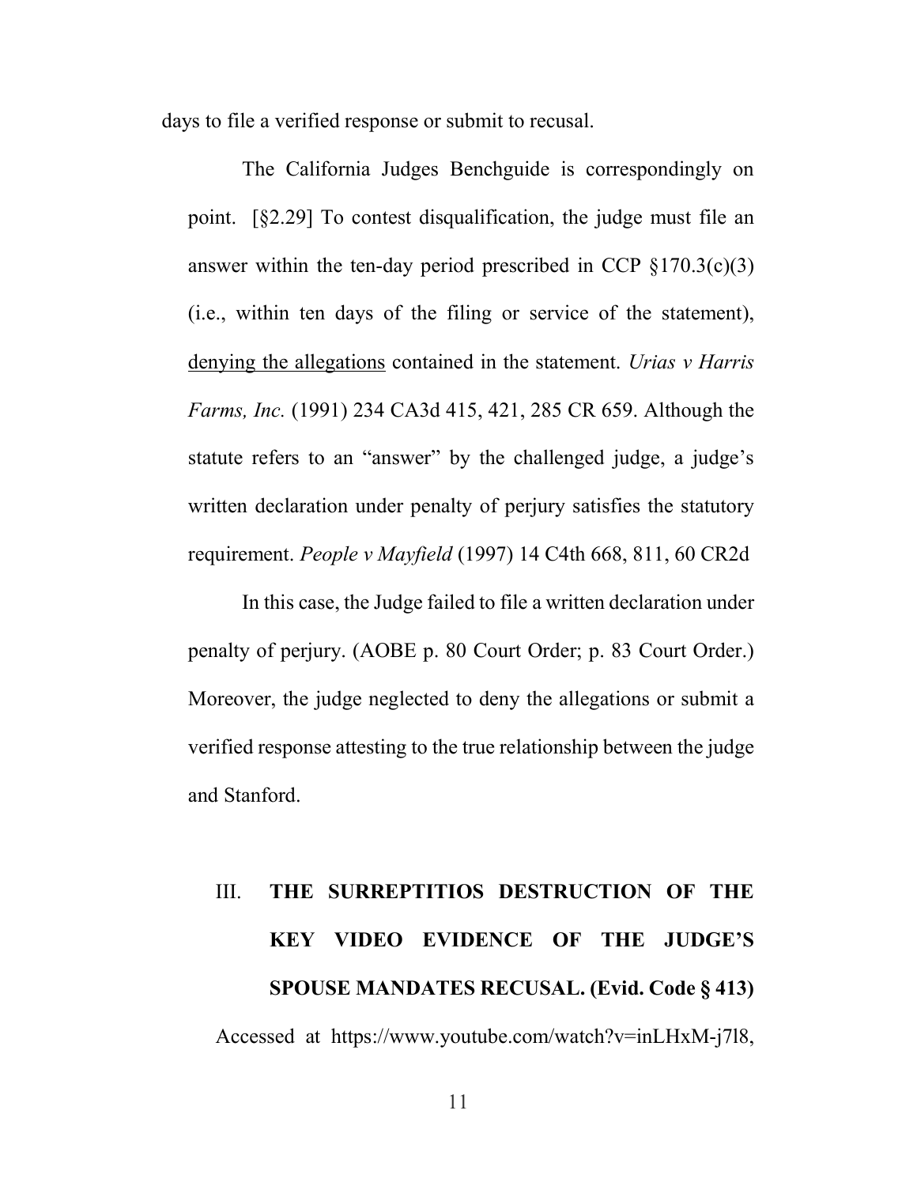days to file a verified response or submit to recusal.

The California Judges Benchguide is correspondingly on point. [§2.29] To contest disqualification, the judge must file an answer within the ten-day period prescribed in CCP §170.3(c)(3) (i.e., within ten days of the filing or service of the statement), <u>denying the allegations</u> contained in the statement. *Urias v Harris Farms, Inc.* (1991) 234 CA3d 415, 421, 285 CR 659. Although the statute refers to an "answer" by the challenged judge, a judge's written declaration under penalty of perjury satisfies the statutory requirement. *People v Mayfield* (1997) 14 C4th 668, 811, 60 CR2d

In this case, the Judge failed to file a written declaration under penalty of perjury. (AOBE p. 80 Court Order; p. 83 Court Order.) Moreover, the judge neglected to deny the allegations or submit a verified response attesting to the true relationship between the judge and Stanford.

## III. THE SURREPTITIOS DESTRUCTION OF THE KEY VIDEO EVIDENCE OF THE JUDGE'S SPOUSE MANDATES RECUSAL. (Evid. Code § 413)

Accessed at https://www.youtube.com/watch?v=inLHxM-j7l8,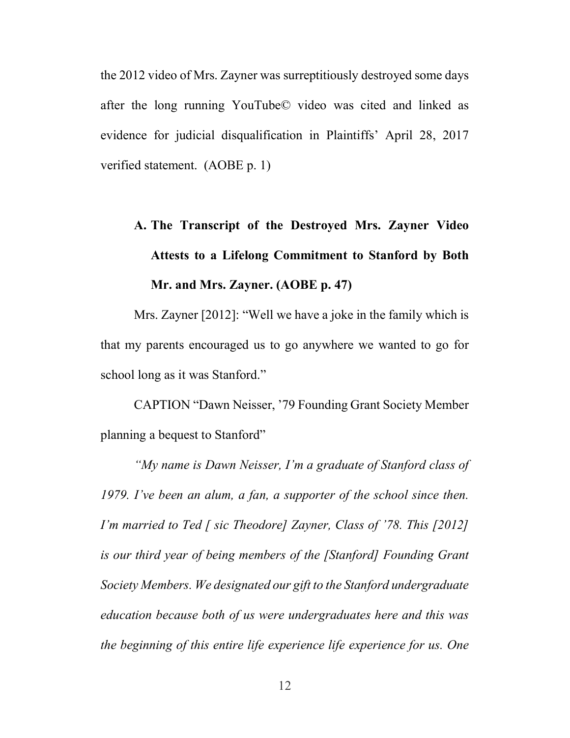the 2012 video of Mrs. Zayner was surreptitiously destroyed some days after the long running YouTube© video was cited and linked as evidence for judicial disqualification in Plaintiffs' April 28, 2017 verified statement. (AOBE p. 1)

### A. The Transcript of the Destroyed Mrs. Zayner Video Attests to a Lifelong Commitment to Stanford by Both Mr. and Mrs. Zayner. (AOBE p. 47)

Mrs. Zayner [2012]: "Well we have a joke in the family which is that my parents encouraged us to go anywhere we wanted to go for school long as it was Stanford."

CAPTION "Dawn Neisser, '79 Founding Grant Society Member planning a bequest to Stanford"

*"My name is Dawn Neisser, I'm a graduate of Stanford class of 1979. I've been an alum, a fan, a supporter of the school since then. I'm married to Ted [ sic Theodore] Zayner, Class of '78. This [2012] is our third year of being members of the [Stanford] Founding Grant Society Members. We designated our gift to the Stanford undergraduate education because both of us were undergraduates here and this was the beginning of this entire life experience life experience for us. One*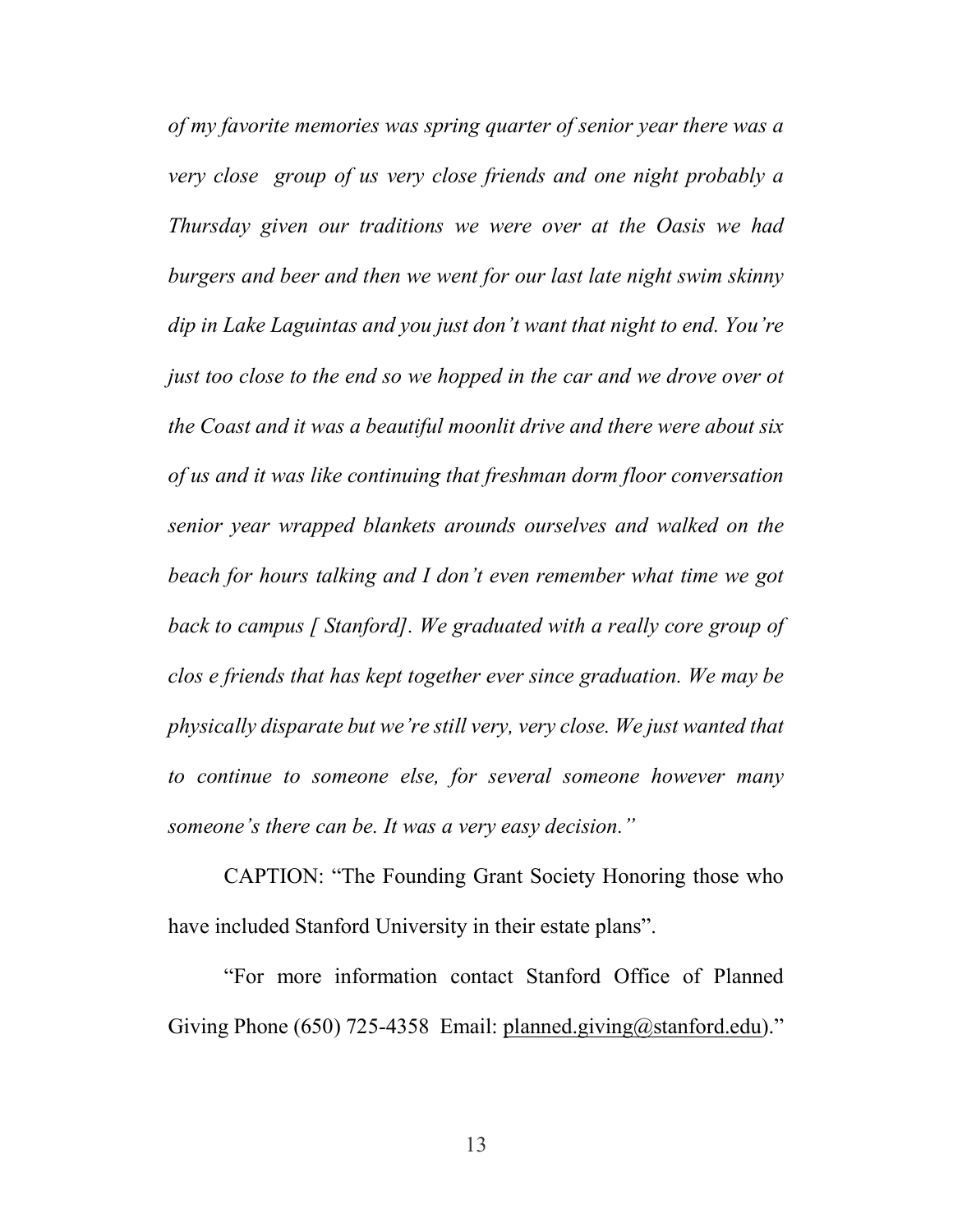*of my favorite memories was spring quarter of senior year there was a very close group of us very close friends and one night probably a Thursday given our traditions we were over at the Oasis we had burgers and beer and then we went for our last late night swim skinny dip in Lake Laguintas and you just don't want that night to end. You're just too close to the end so we hopped in the car and we drove over ot the Coast and it was a beautiful moonlit drive and there were about six of us and it was like continuing that freshman dorm floor conversation senior year wrapped blankets arounds ourselves and walked on the beach for hours talking and I don't even remember what time we got back to campus [ Stanford]. We graduated with a really core group of clos e friends that has kept together ever since graduation. We may be physically disparate but we're still very, very close. We just wanted that to continue to someone else, for several someone however many someone's there can be. It was a very easy decision."*

CAPTION: "The Founding Grant Society Honoring those who have included Stanford University in their estate plans".

"For more information contact Stanford Office of Planned Giving Phone (650) 725-4358 Email: planned.giving@stanford.edu)."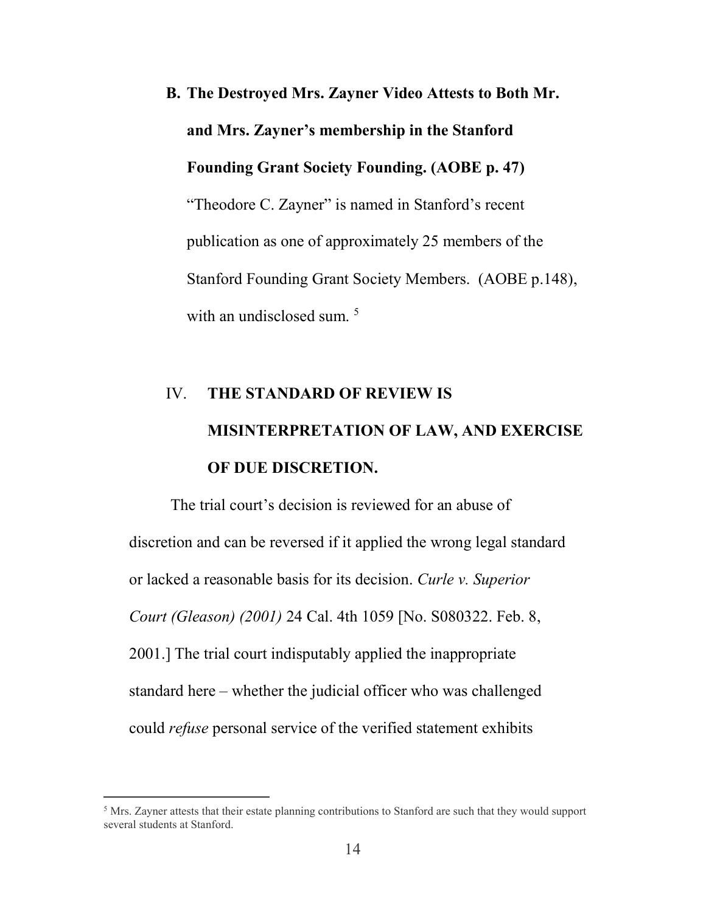### B. The Destroyed Mrs. Zayner Video Attests to Both Mr. and Mrs. Zayner's membership in the Stanford Founding Grant Society Founding. (AOBE p. 47)

"Theodore C. Zayner" is named in Stanford's recent publication as one of approximately 25 members of the Stanford Founding Grant Society Members. (AOBE p.148), with an undisclosed sum. [5]

## IV. THE STANDARD OF REVIEW IS MISINTERPRETATION OF LAW, AND EXERCISE OF DUE DISCRETION.

The trial court's decision is reviewed for an abuse of discretion and can be reversed if it applied the wrong legal standard or lacked a reasonable basis for its decision. *Curle v. Superior Court (Gleason) (2001)* 24 Cal. 4th 1059 [No. S080322. Feb. 8, 2001.] The trial court indisputably applied the inappropriate standard here – whether the judicial officer who was challenged could *refuse* personal service of the verified statement exhibits

---

[5] Mrs. Zayner attests that their estate planning contributions to Stanford are such that they would support several students at Stanford.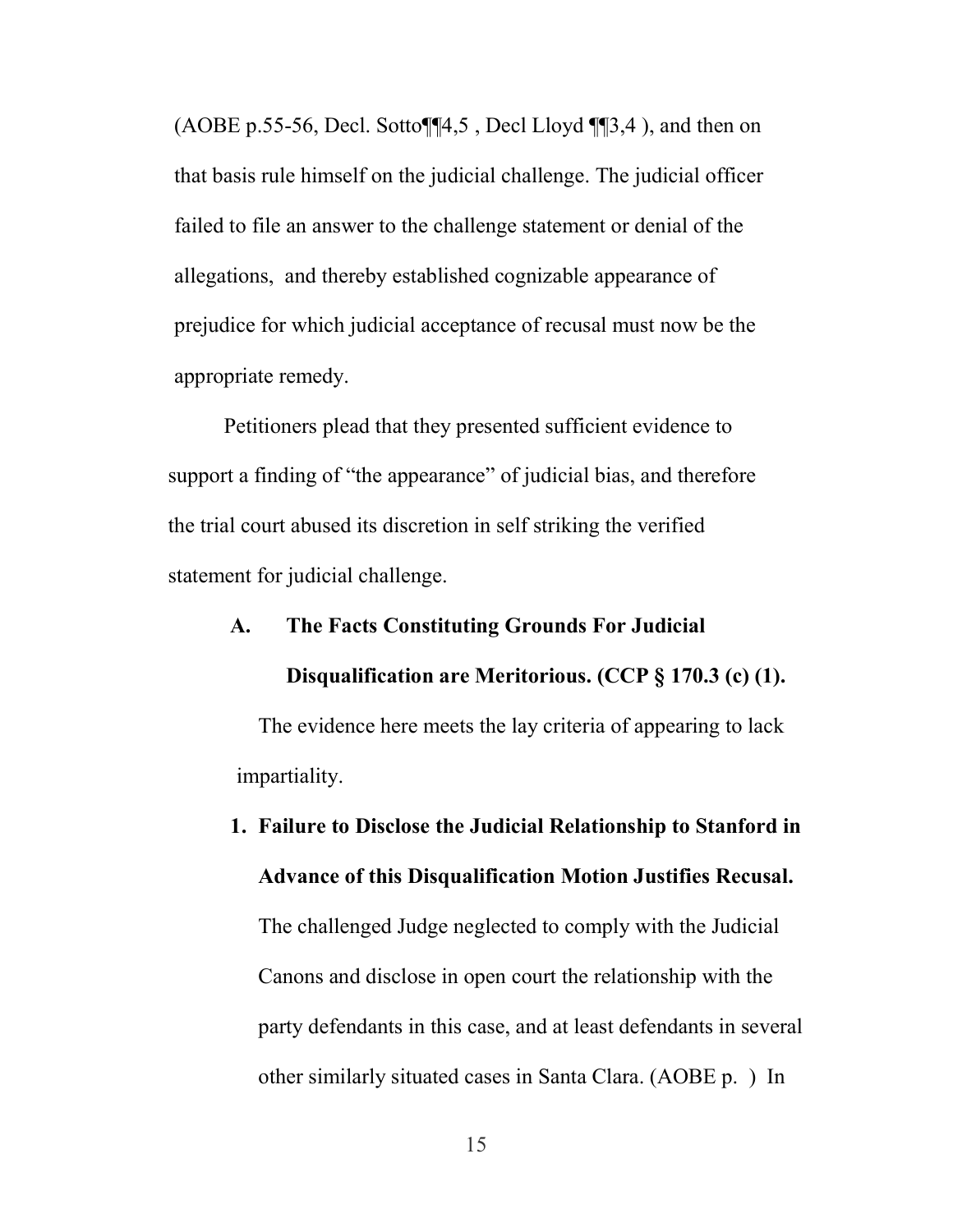(AOBE p.55-56, Decl. Sotto¶¶4,5 , Decl Lloyd ¶¶3,4 ), and then on that basis rule himself on the judicial challenge. The judicial officer failed to file an answer to the challenge statement or denial of the allegations, and thereby established cognizable appearance of prejudice for which judicial acceptance of recusal must now be the appropriate remedy.

Petitioners plead that they presented sufficient evidence to support a finding of "the appearance" of judicial bias, and therefore the trial court abused its discretion in self striking the verified statement for judicial challenge.

### A. The Facts Constituting Grounds For Judicial Disqualification are Meritorious. (CCP § 170.3 (c) (1).

The evidence here meets the lay criteria of appearing to lack impartiality.

#### 1. Failure to Disclose the Judicial Relationship to Stanford in Advance of this Disqualification Motion Justifies Recusal.

The challenged Judge neglected to comply with the Judicial Canons and disclose in open court the relationship with the party defendants in this case, and at least defendants in several other similarly situated cases in Santa Clara. (AOBE p. ) In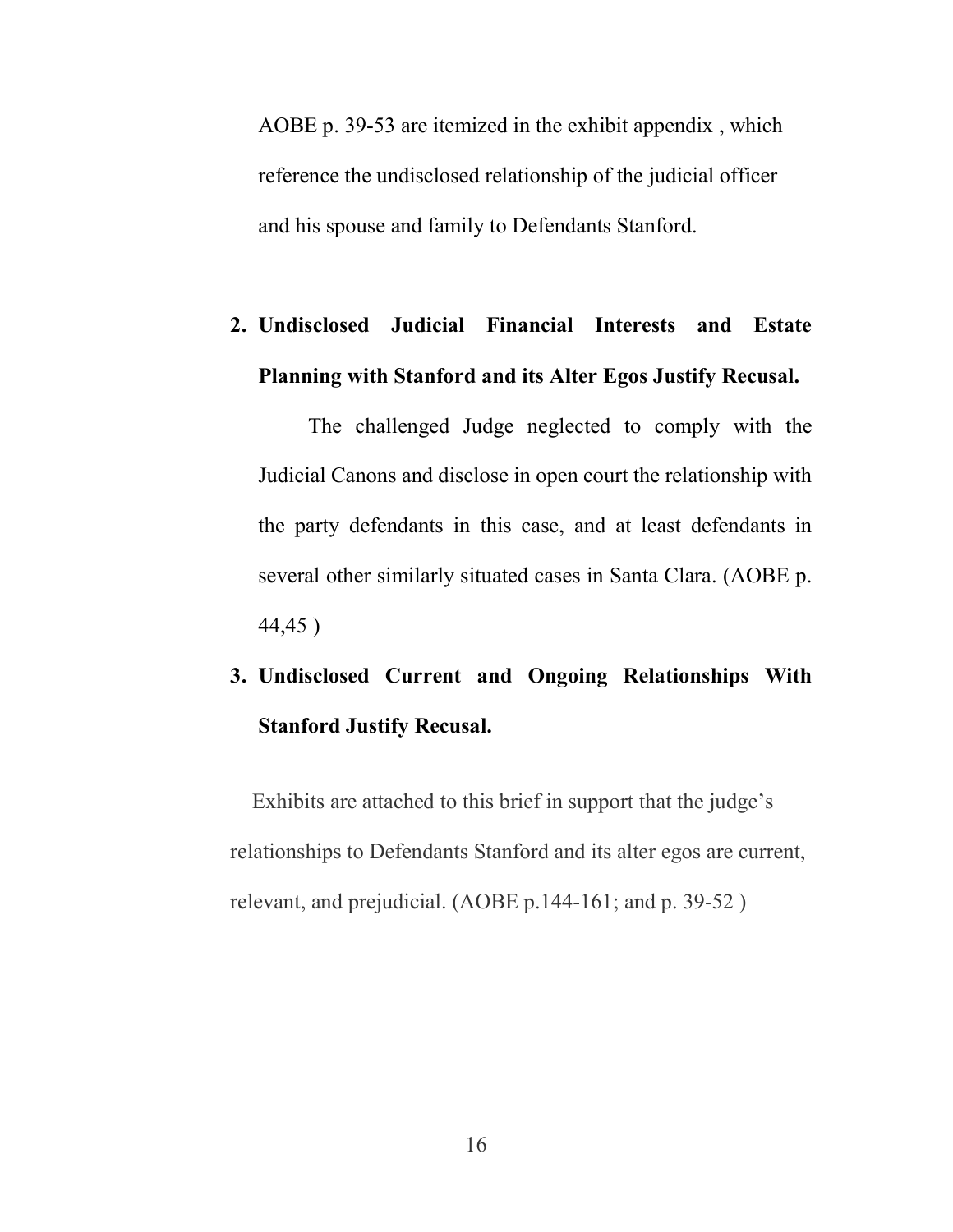AOBE p. 39-53 are itemized in the exhibit appendix , which reference the undisclosed relationship of the judicial officer and his spouse and family to Defendants Stanford.

2. **Undisclosed Judicial Financial Interests and Estate Planning with Stanford and its Alter Egos Justify Recusal.**

   The challenged Judge neglected to comply with the Judicial Canons and disclose in open court the relationship with the party defendants in this case, and at least defendants in several other similarly situated cases in Santa Clara. (AOBE p. 44,45 )

3. **Undisclosed Current and Ongoing Relationships With Stanford Justify Recusal.**

Exhibits are attached to this brief in support that the judge's relationships to Defendants Stanford and its alter egos are current, relevant, and prejudicial. (AOBE p.144-161; and p. 39-52 )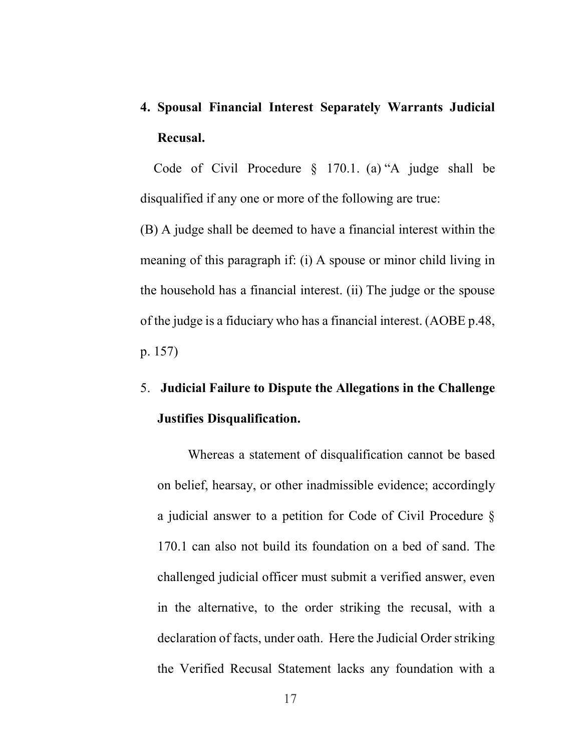**4. Spousal Financial Interest Separately Warrants Judicial Recusal.**

Code of Civil Procedure § 170.1. (a) "A judge shall be disqualified if any one or more of the following are true:

(B) A judge shall be deemed to have a financial interest within the meaning of this paragraph if: (i) A spouse or minor child living in the household has a financial interest. (ii) The judge or the spouse of the judge is a fiduciary who has a financial interest. (AOBE p.48, p. 157)

**5. Judicial Failure to Dispute the Allegations in the Challenge Justifies Disqualification.**

Whereas a statement of disqualification cannot be based on belief, hearsay, or other inadmissible evidence; accordingly a judicial answer to a petition for Code of Civil Procedure § 170.1 can also not build its foundation on a bed of sand. The challenged judicial officer must submit a verified answer, even in the alternative, to the order striking the recusal, with a declaration of facts, under oath. Here the Judicial Order striking the Verified Recusal Statement lacks any foundation with a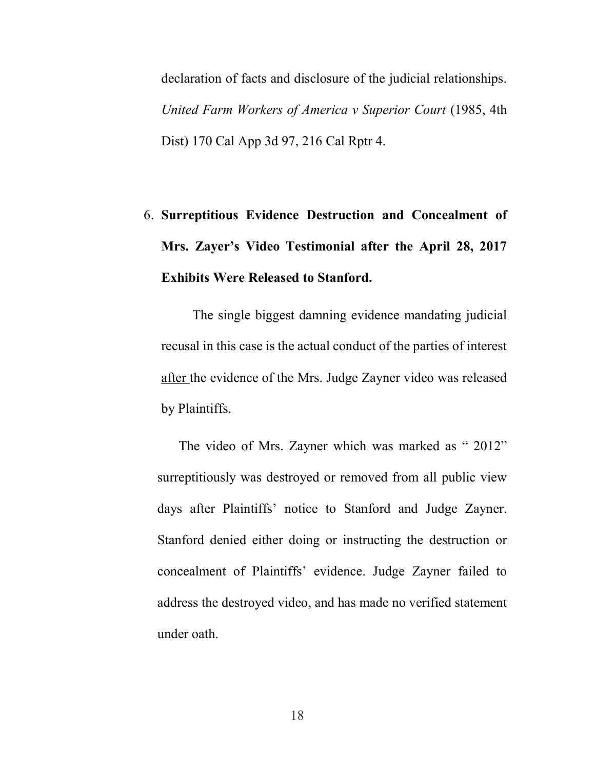declaration of facts and disclosure of the judicial relationships. *United Farm Workers of America v Superior Court* (1985, 4th Dist) 170 Cal App 3d 97, 216 Cal Rptr 4.

6. **Surreptitious Evidence Destruction and Concealment of Mrs. Zayer's Video Testimonial after the April 28, 2017 Exhibits Were Released to Stanford.**

The single biggest damning evidence mandating judicial recusal in this case is the actual conduct of the parties of interest <u>after</u> the evidence of the Mrs. Judge Zayner video was released by Plaintiffs.

The video of Mrs. Zayner which was marked as " 2012" surreptitiously was destroyed or removed from all public view days after Plaintiffs' notice to Stanford and Judge Zayner. Stanford denied either doing or instructing the destruction or concealment of Plaintiffs' evidence. Judge Zayner failed to address the destroyed video, and has made no verified statement under oath.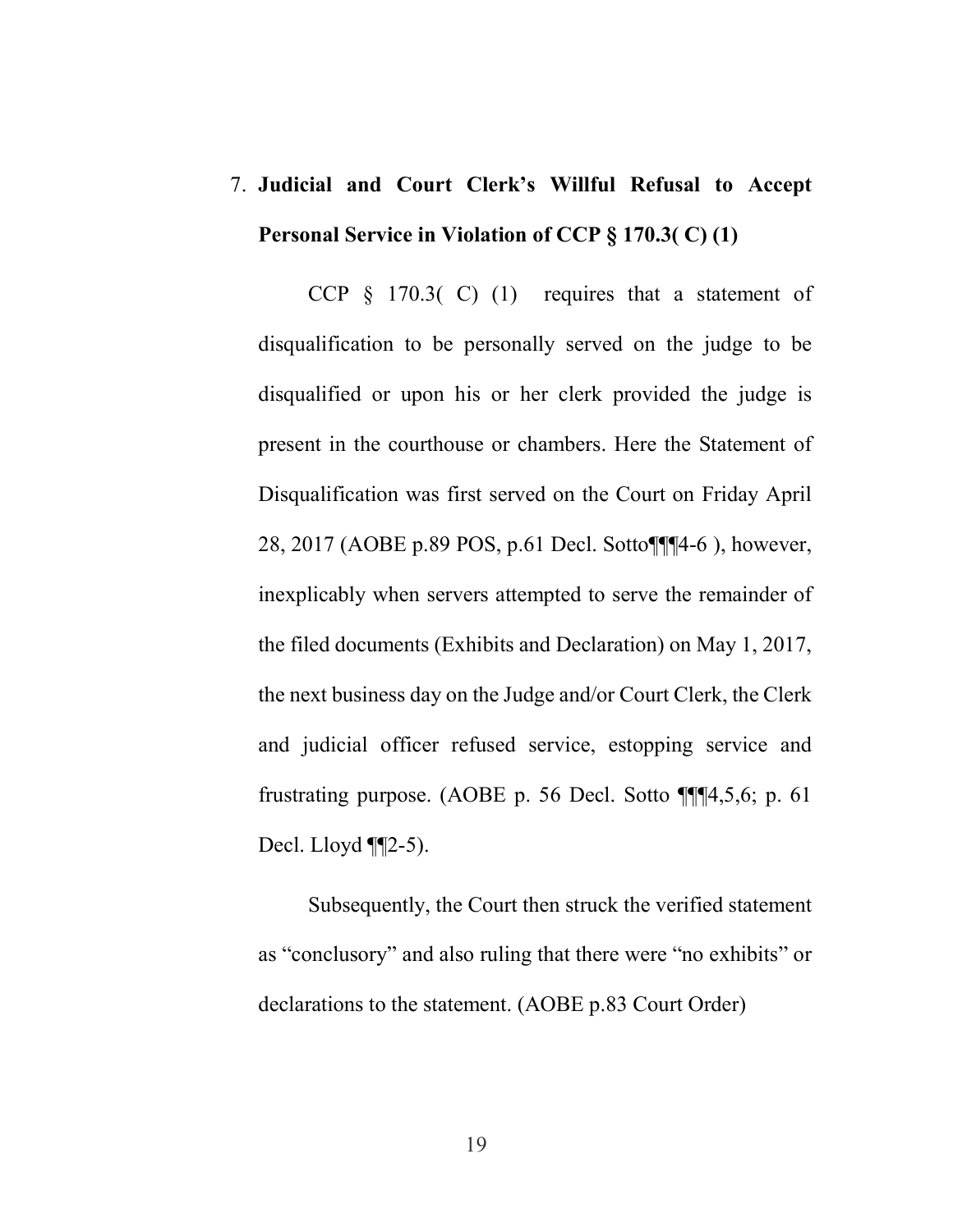7. **Judicial and Court Clerk's Willful Refusal to Accept Personal Service in Violation of CCP § 170.3( C) (1)**

CCP § 170.3( C) (1) requires that a statement of disqualification to be personally served on the judge to be disqualified or upon his or her clerk provided the judge is present in the courthouse or chambers. Here the Statement of Disqualification was first served on the Court on Friday April 28, 2017 (AOBE p.89 POS, p.61 Decl. Sotto¶¶¶4-6 ), however, inexplicably when servers attempted to serve the remainder of the filed documents (Exhibits and Declaration) on May 1, 2017, the next business day on the Judge and/or Court Clerk, the Clerk and judicial officer refused service, estopping service and frustrating purpose. (AOBE p. 56 Decl. Sotto ¶¶¶4,5,6; p. 61 Decl. Lloyd ¶¶2-5).

Subsequently, the Court then struck the verified statement as "conclusory" and also ruling that there were "no exhibits" or declarations to the statement. (AOBE p.83 Court Order)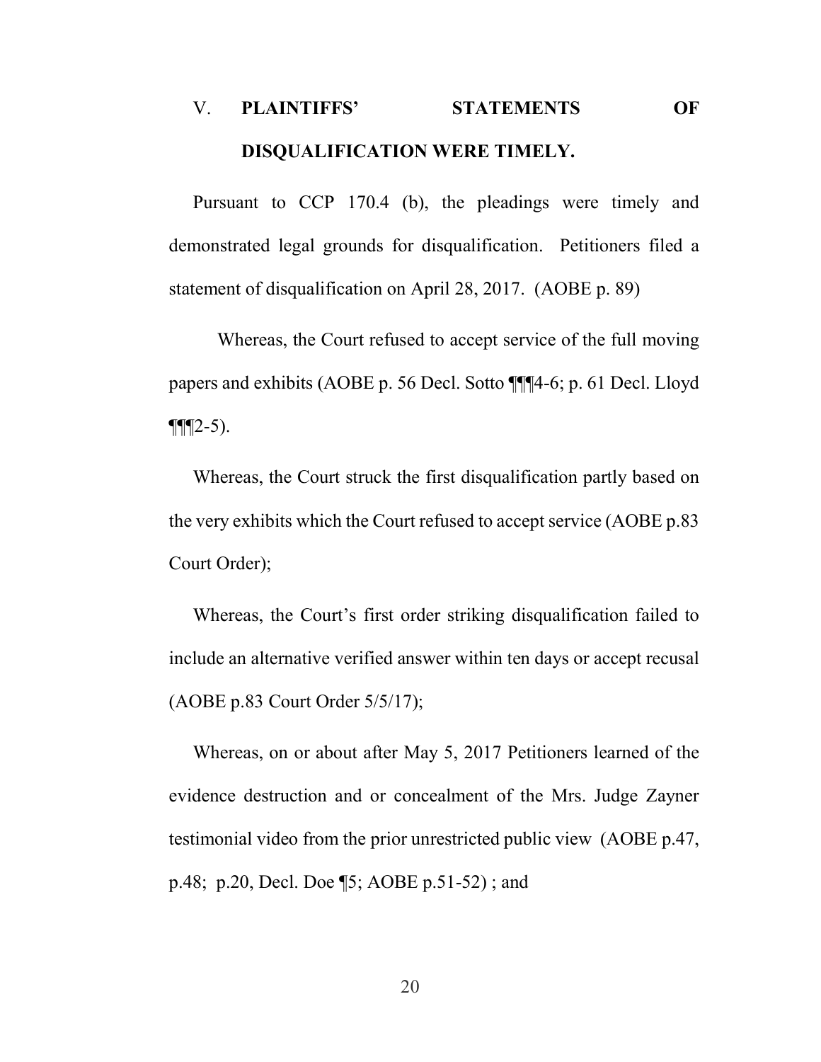## V. PLAINTIFFS' STATEMENTS OF DISQUALIFICATION WERE TIMELY.

Pursuant to CCP 170.4 (b), the pleadings were timely and demonstrated legal grounds for disqualification. Petitioners filed a statement of disqualification on April 28, 2017. (AOBE p. 89)

Whereas, the Court refused to accept service of the full moving papers and exhibits (AOBE p. 56 Decl. Sotto ¶¶¶4-6; p. 61 Decl. Lloyd ¶¶¶2-5).

Whereas, the Court struck the first disqualification partly based on the very exhibits which the Court refused to accept service (AOBE p.83 Court Order);

Whereas, the Court's first order striking disqualification failed to include an alternative verified answer within ten days or accept recusal (AOBE p.83 Court Order 5/5/17);

Whereas, on or about after May 5, 2017 Petitioners learned of the evidence destruction and or concealment of the Mrs. Judge Zayner testimonial video from the prior unrestricted public view (AOBE p.47, p.48; p.20, Decl. Doe ¶5; AOBE p.51-52) ; and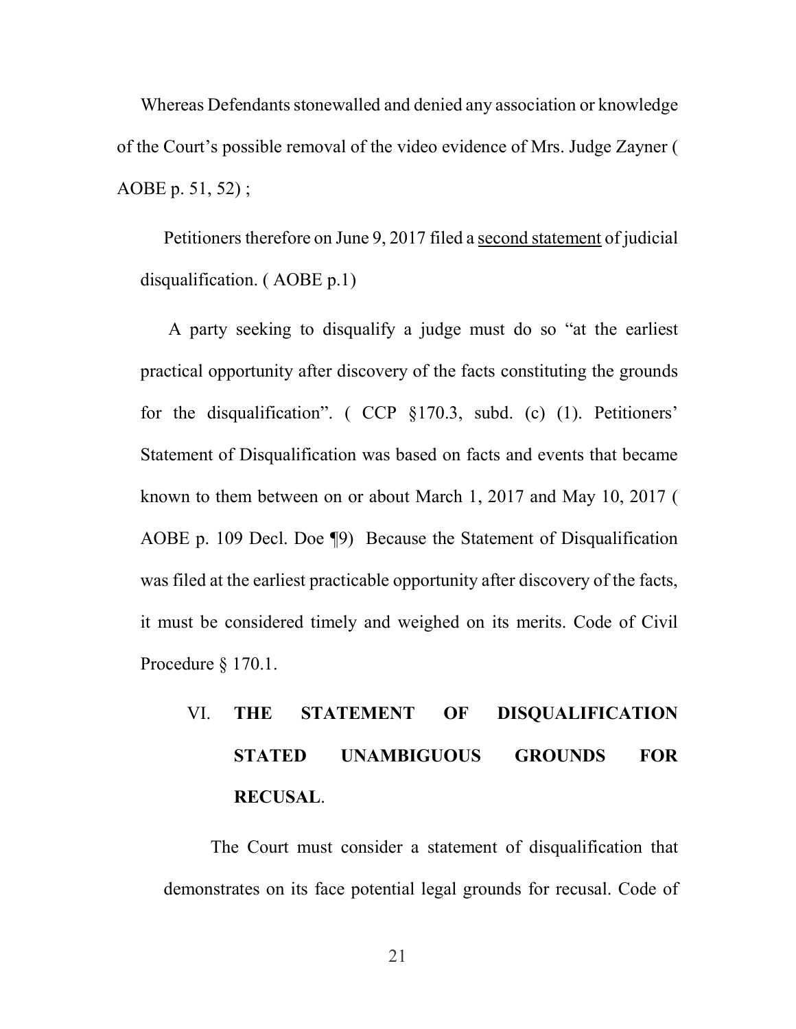Whereas Defendants stonewalled and denied any association or knowledge of the Court's possible removal of the video evidence of Mrs. Judge Zayner ( AOBE p. 51, 52) ;

Petitioners therefore on June 9, 2017 filed a <u>second statement</u> of judicial disqualification. ( AOBE p.1)

A party seeking to disqualify a judge must do so "at the earliest practical opportunity after discovery of the facts constituting the grounds for the disqualification". ( CCP §170.3, subd. (c) (1). Petitioners' Statement of Disqualification was based on facts and events that became known to them between on or about March 1, 2017 and May 10, 2017 ( AOBE p. 109 Decl. Doe ¶9) Because the Statement of Disqualification was filed at the earliest practicable opportunity after discovery of the facts, it must be considered timely and weighed on its merits. Code of Civil Procedure § 170.1.

## VI. **THE STATEMENT OF DISQUALIFICATION STATED UNAMBIGUOUS GROUNDS FOR RECUSAL**.

The Court must consider a statement of disqualification that demonstrates on its face potential legal grounds for recusal. Code of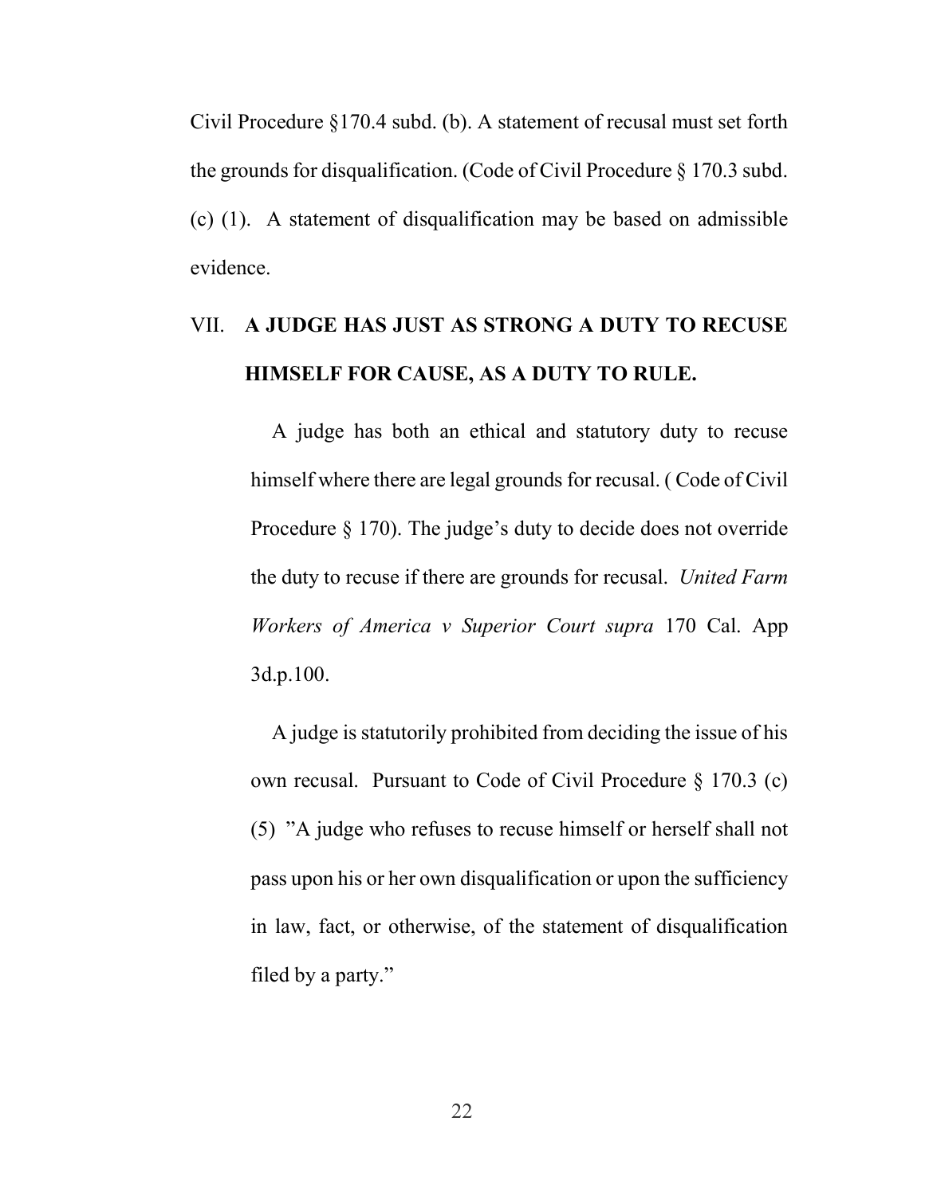Civil Procedure §170.4 subd. (b). A statement of recusal must set forth the grounds for disqualification. (Code of Civil Procedure § 170.3 subd. (c) (1). A statement of disqualification may be based on admissible evidence.

## VII. A JUDGE HAS JUST AS STRONG A DUTY TO RECUSE HIMSELF FOR CAUSE, AS A DUTY TO RULE.

A judge has both an ethical and statutory duty to recuse himself where there are legal grounds for recusal. ( Code of Civil Procedure § 170). The judge's duty to decide does not override the duty to recuse if there are grounds for recusal. *United Farm Workers of America v Superior Court supra* 170 Cal. App 3d.p.100.

A judge is statutorily prohibited from deciding the issue of his own recusal. Pursuant to Code of Civil Procedure § 170.3 (c) (5) "A judge who refuses to recuse himself or herself shall not pass upon his or her own disqualification or upon the sufficiency in law, fact, or otherwise, of the statement of disqualification filed by a party."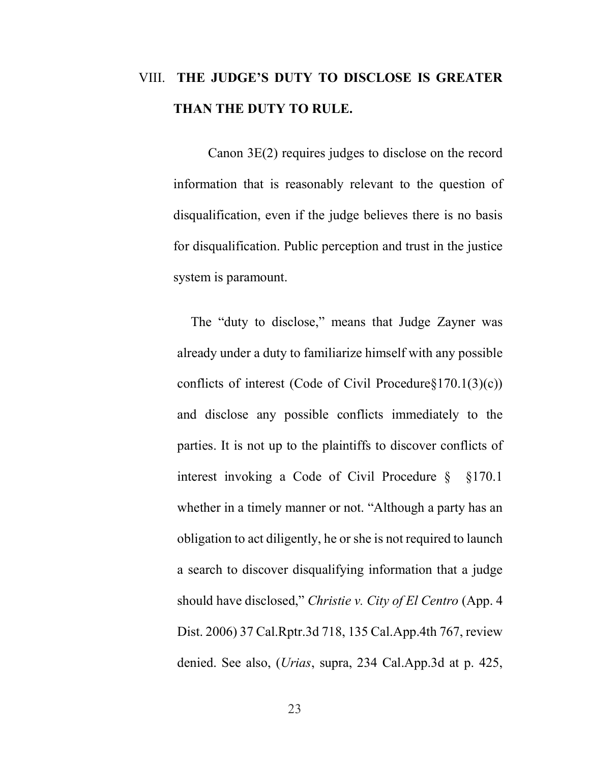## VIII. THE JUDGE'S DUTY TO DISCLOSE IS GREATER THAN THE DUTY TO RULE.

Canon 3E(2) requires judges to disclose on the record information that is reasonably relevant to the question of disqualification, even if the judge believes there is no basis for disqualification. Public perception and trust in the justice system is paramount.

The "duty to disclose," means that Judge Zayner was already under a duty to familiarize himself with any possible conflicts of interest (Code of Civil Procedure§170.1(3)(c)) and disclose any possible conflicts immediately to the parties. It is not up to the plaintiffs to discover conflicts of interest invoking a Code of Civil Procedure § §170.1 whether in a timely manner or not. "Although a party has an obligation to act diligently, he or she is not required to launch a search to discover disqualifying information that a judge should have disclosed," *Christie v. City of El Centro* (App. 4 Dist. 2006) 37 Cal.Rptr.3d 718, 135 Cal.App.4th 767, review denied. See also, (*Urias*, supra, 234 Cal.App.3d at p. 425,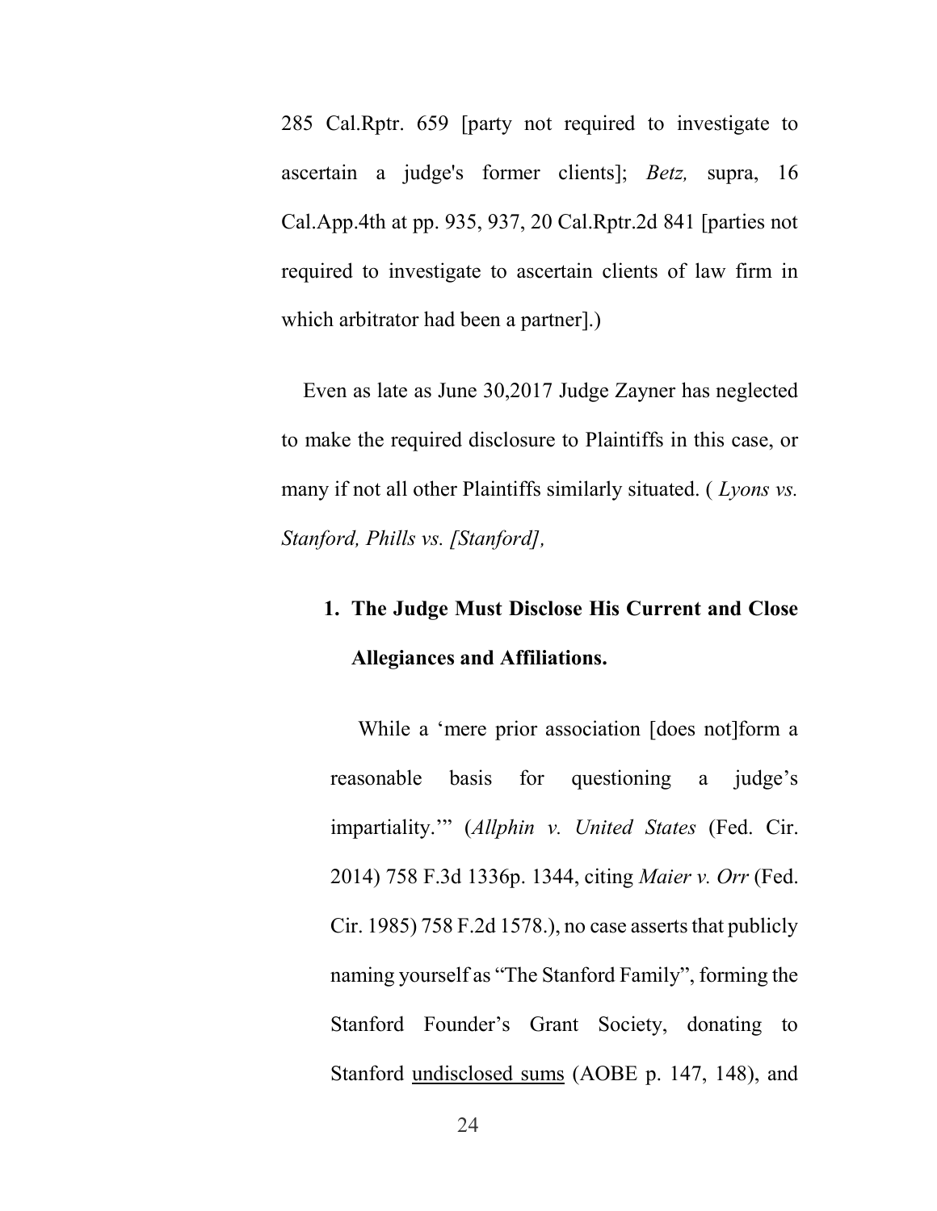285 Cal.Rptr. 659 [party not required to investigate to ascertain a judge's former clients]; *Betz,* supra, 16 Cal.App.4th at pp. 935, 937, 20 Cal.Rptr.2d 841 [parties not required to investigate to ascertain clients of law firm in which arbitrator had been a partner].)

Even as late as June 30,2017 Judge Zayner has neglected to make the required disclosure to Plaintiffs in this case, or many if not all other Plaintiffs similarly situated. ( *Lyons vs. Stanford, Phills vs. [Stanford],*

**1. The Judge Must Disclose His Current and Close Allegiances and Affiliations.**

While a 'mere prior association [does not]form a reasonable basis for questioning a judge's impartiality.'" (*Allphin v. United States* (Fed. Cir. 2014) 758 F.3d 1336p. 1344, citing *Maier v. Orr* (Fed. Cir. 1985) 758 F.2d 1578.), no case asserts that publicly naming yourself as "The Stanford Family", forming the Stanford Founder's Grant Society, donating to Stanford <u>undisclosed sums</u> (AOBE p. 147, 148), and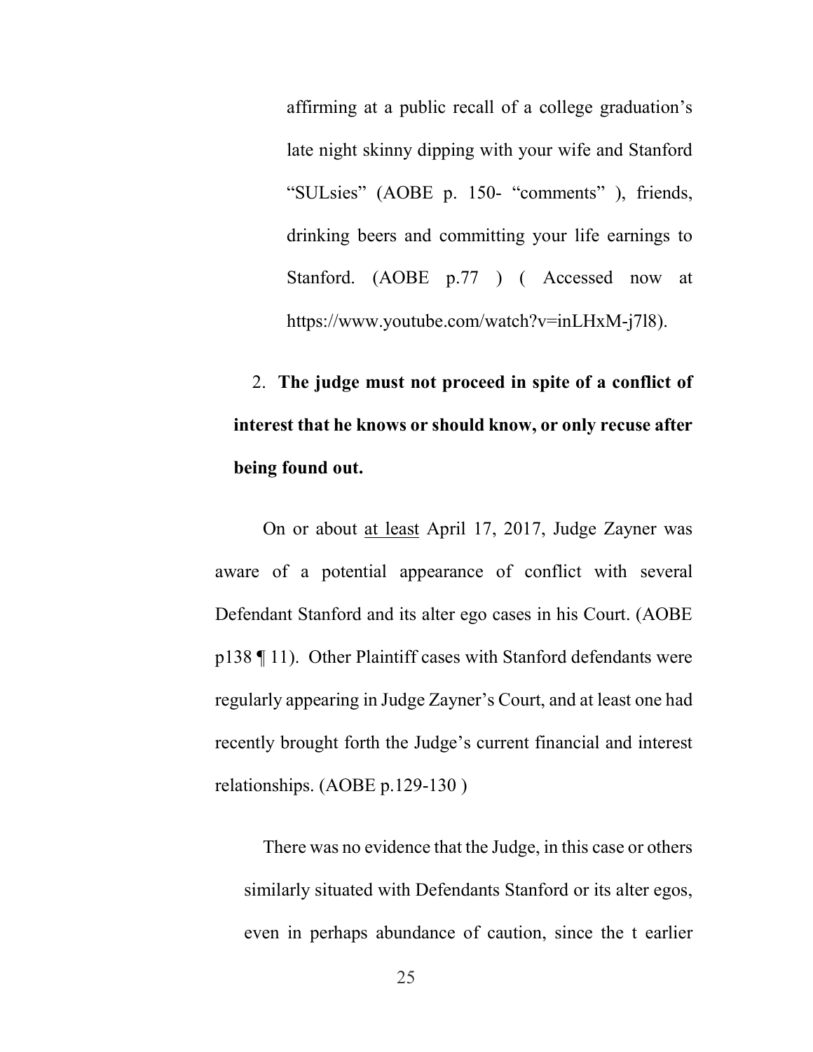affirming at a public recall of a college graduation's late night skinny dipping with your wife and Stanford "SULsies" (AOBE p. 150- "comments" ), friends, drinking beers and committing your life earnings to Stanford. (AOBE p.77 ) ( Accessed now at https://www.youtube.com/watch?v=inLHxM-j7l8).

2. **The judge must not proceed in spite of a conflict of interest that he knows or should know, or only recuse after being found out.**

On or about <u>at least</u> April 17, 2017, Judge Zayner was aware of a potential appearance of conflict with several Defendant Stanford and its alter ego cases in his Court. (AOBE p138 ¶ 11). Other Plaintiff cases with Stanford defendants were regularly appearing in Judge Zayner's Court, and at least one had recently brought forth the Judge's current financial and interest relationships. (AOBE p.129-130 )

There was no evidence that the Judge, in this case or others similarly situated with Defendants Stanford or its alter egos, even in perhaps abundance of caution, since the t earlier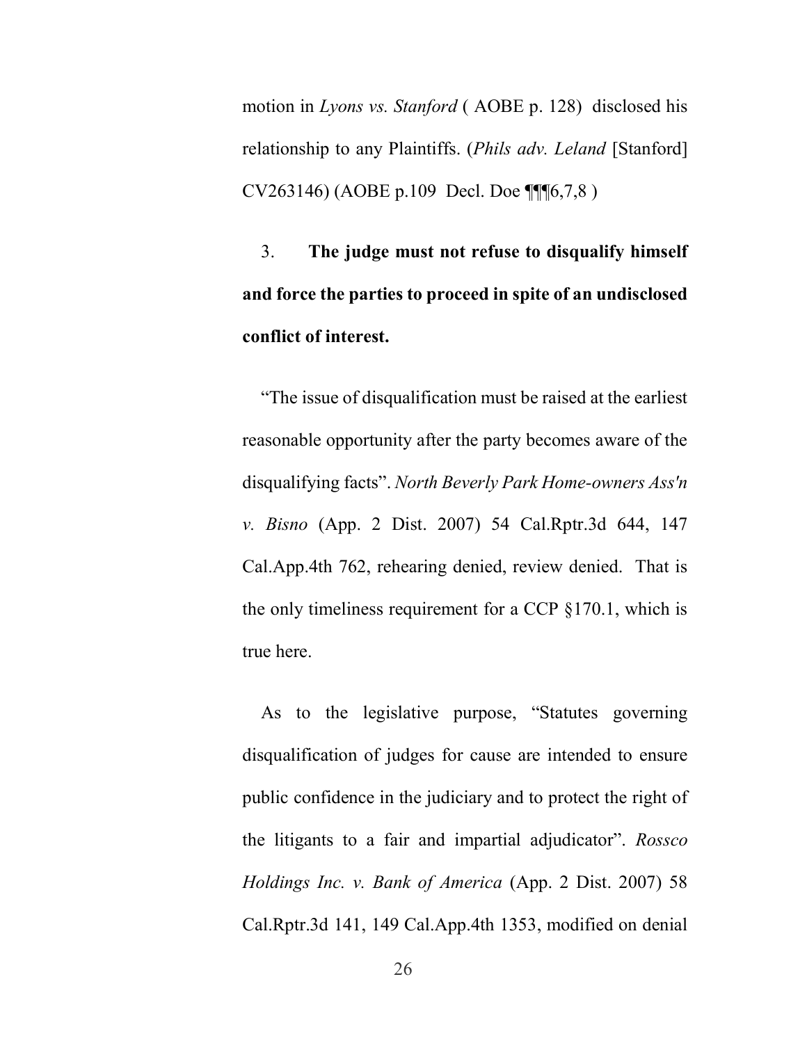motion in *Lyons vs. Stanford* ( AOBE p. 128) disclosed his relationship to any Plaintiffs. (*Phils adv. Leland* [Stanford] CV263146) (AOBE p.109 Decl. Doe ¶¶¶6,7,8 )

3. **The judge must not refuse to disqualify himself and force the parties to proceed in spite of an undisclosed conflict of interest.**

"The issue of disqualification must be raised at the earliest reasonable opportunity after the party becomes aware of the disqualifying facts". *North Beverly Park Home-owners Ass'n v. Bisno* (App. 2 Dist. 2007) 54 Cal.Rptr.3d 644, 147 Cal.App.4th 762, rehearing denied, review denied. That is the only timeliness requirement for a CCP §170.1, which is true here.

As to the legislative purpose, "Statutes governing disqualification of judges for cause are intended to ensure public confidence in the judiciary and to protect the right of the litigants to a fair and impartial adjudicator". *Rossco Holdings Inc. v. Bank of America* (App. 2 Dist. 2007) 58 Cal.Rptr.3d 141, 149 Cal.App.4th 1353, modified on denial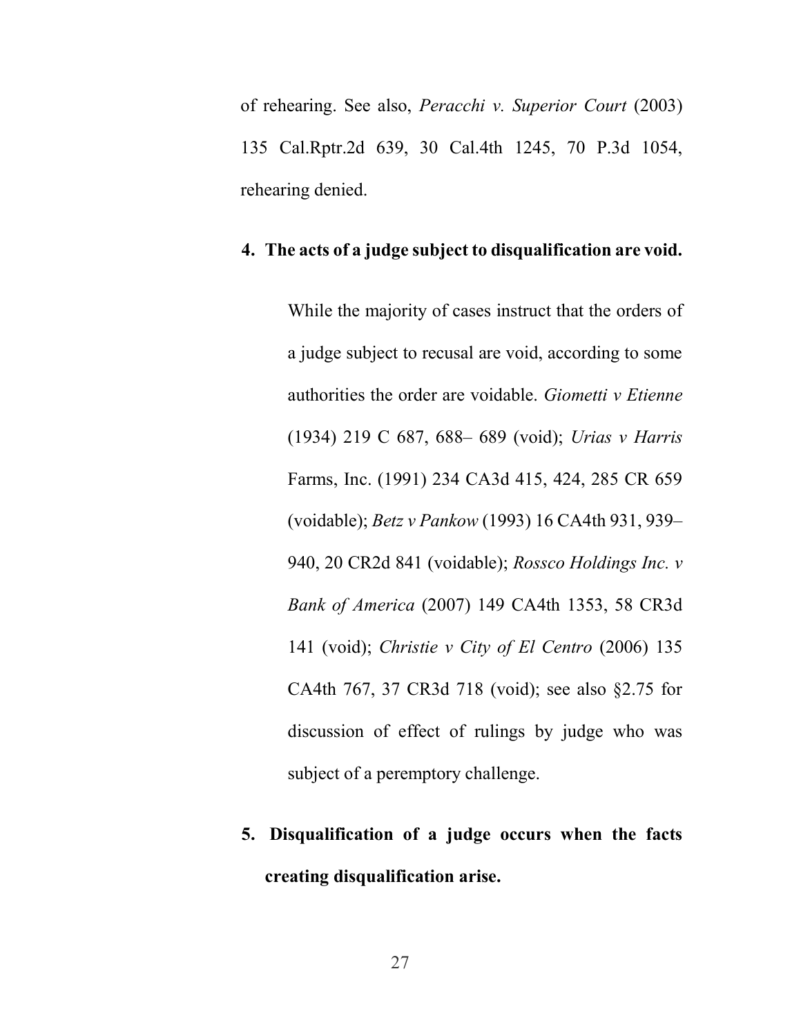of rehearing. See also, *Peracchi v. Superior Court* (2003) 135 Cal.Rptr.2d 639, 30 Cal.4th 1245, 70 P.3d 1054, rehearing denied.

**4. The acts of a judge subject to disqualification are void.**

While the majority of cases instruct that the orders of a judge subject to recusal are void, according to some authorities the order are voidable. *Giometti v Etienne* (1934) 219 C 687, 688– 689 (void); *Urias v Harris* Farms, Inc. (1991) 234 CA3d 415, 424, 285 CR 659 (voidable); *Betz v Pankow* (1993) 16 CA4th 931, 939–940, 20 CR2d 841 (voidable); *Rossco Holdings Inc. v Bank of America* (2007) 149 CA4th 1353, 58 CR3d 141 (void); *Christie v City of El Centro* (2006) 135 CA4th 767, 37 CR3d 718 (void); see also §2.75 for discussion of effect of rulings by judge who was subject of a peremptory challenge.

**5. Disqualification of a judge occurs when the facts creating disqualification arise.**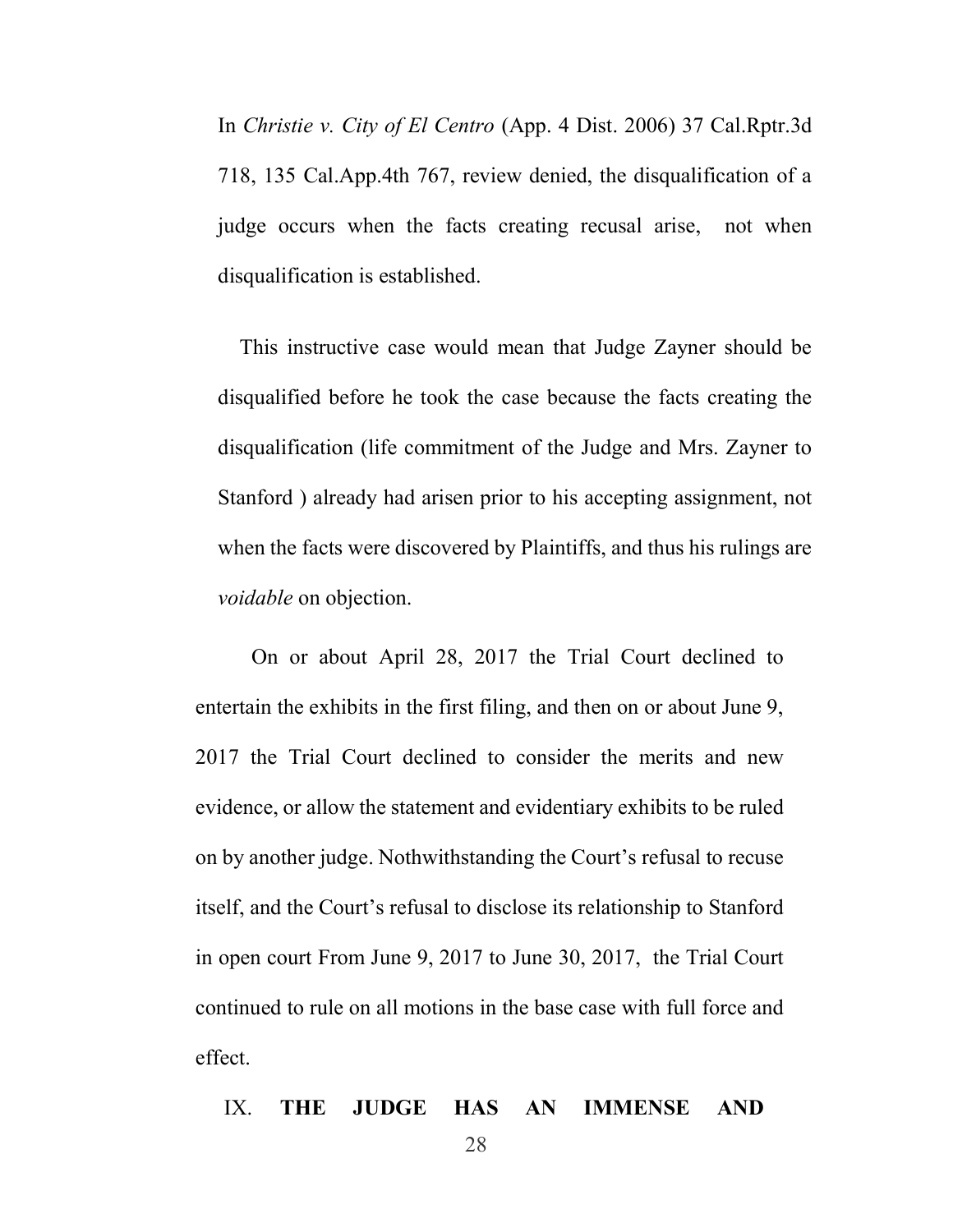In *Christie v. City of El Centro* (App. 4 Dist. 2006) 37 Cal.Rptr.3d 718, 135 Cal.App.4th 767, review denied, the disqualification of a judge occurs when the facts creating recusal arise, not when disqualification is established.

This instructive case would mean that Judge Zayner should be disqualified before he took the case because the facts creating the disqualification (life commitment of the Judge and Mrs. Zayner to Stanford ) already had arisen prior to his accepting assignment, not when the facts were discovered by Plaintiffs, and thus his rulings are *voidable* on objection.

On or about April 28, 2017 the Trial Court declined to entertain the exhibits in the first filing, and then on or about June 9, 2017 the Trial Court declined to consider the merits and new evidence, or allow the statement and evidentiary exhibits to be ruled on by another judge. Nothwithstanding the Court's refusal to recuse itself, and the Court's refusal to disclose its relationship to Stanford in open court From June 9, 2017 to June 30, 2017, the Trial Court continued to rule on all motions in the base case with full force and effect.

## IX. THE JUDGE HAS AN IMMENSE AND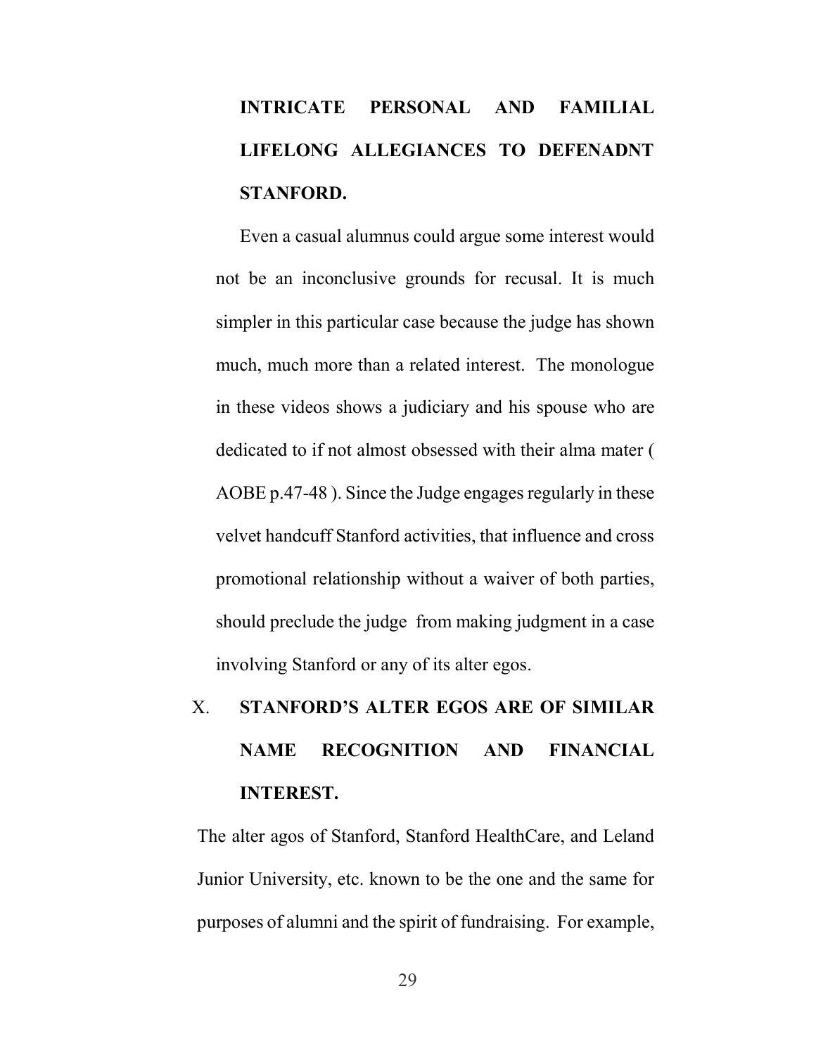**INTRICATE PERSONAL AND FAMILIAL LIFELONG ALLEGIANCES TO DEFENADNT STANFORD.**

Even a casual alumnus could argue some interest would not be an inconclusive grounds for recusal. It is much simpler in this particular case because the judge has shown much, much more than a related interest. The monologue in these videos shows a judiciary and his spouse who are dedicated to if not almost obsessed with their alma mater ( AOBE p.47-48 ). Since the Judge engages regularly in these velvet handcuff Stanford activities, that influence and cross promotional relationship without a waiver of both parties, should preclude the judge from making judgment in a case involving Stanford or any of its alter egos.

## X. STANFORD'S ALTER EGOS ARE OF SIMILAR NAME RECOGNITION AND FINANCIAL INTEREST.

The alter agos of Stanford, Stanford HealthCare, and Leland Junior University, etc. known to be the one and the same for purposes of alumni and the spirit of fundraising. For example,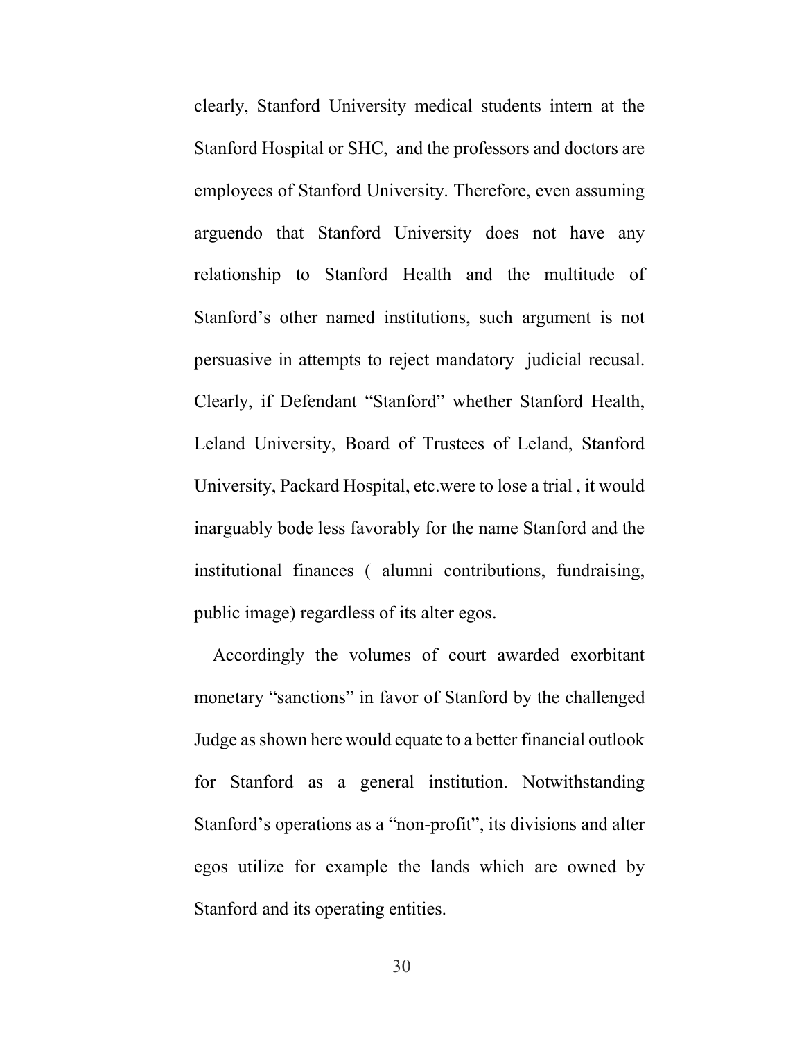clearly, Stanford University medical students intern at the Stanford Hospital or SHC, and the professors and doctors are employees of Stanford University. Therefore, even assuming arguendo that Stanford University does <u>not</u> have any relationship to Stanford Health and the multitude of Stanford's other named institutions, such argument is not persuasive in attempts to reject mandatory judicial recusal. Clearly, if Defendant "Stanford" whether Stanford Health, Leland University, Board of Trustees of Leland, Stanford University, Packard Hospital, etc.were to lose a trial , it would inarguably bode less favorably for the name Stanford and the institutional finances ( alumni contributions, fundraising, public image) regardless of its alter egos.

Accordingly the volumes of court awarded exorbitant monetary "sanctions" in favor of Stanford by the challenged Judge as shown here would equate to a better financial outlook for Stanford as a general institution. Notwithstanding Stanford's operations as a "non-profit", its divisions and alter egos utilize for example the lands which are owned by Stanford and its operating entities.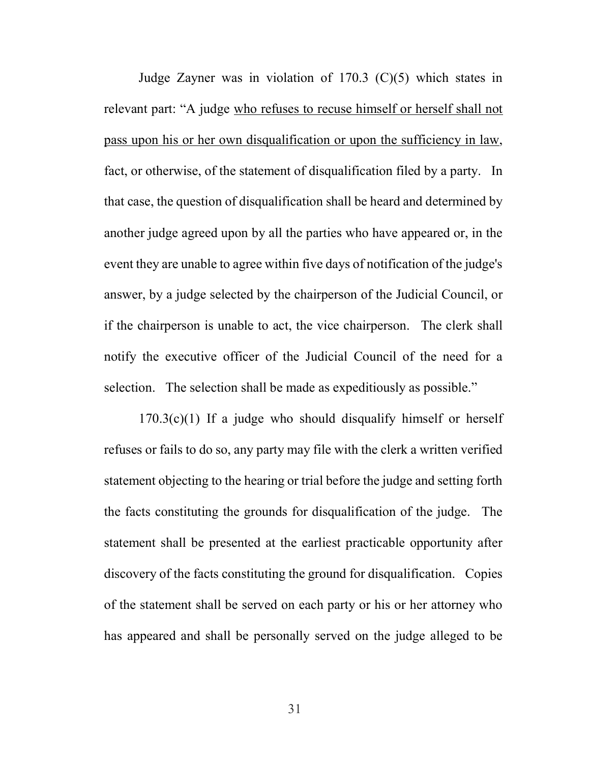Judge Zayner was in violation of 170.3 (C)(5) which states in relevant part: "A judge <u>who refuses to recuse himself or herself shall not pass upon his or her own disqualification or upon the sufficiency in law</u>, fact, or otherwise, of the statement of disqualification filed by a party. In that case, the question of disqualification shall be heard and determined by another judge agreed upon by all the parties who have appeared or, in the event they are unable to agree within five days of notification of the judge's answer, by a judge selected by the chairperson of the Judicial Council, or if the chairperson is unable to act, the vice chairperson. The clerk shall notify the executive officer of the Judicial Council of the need for a selection. The selection shall be made as expeditiously as possible."

170.3(c)(1) If a judge who should disqualify himself or herself refuses or fails to do so, any party may file with the clerk a written verified statement objecting to the hearing or trial before the judge and setting forth the facts constituting the grounds for disqualification of the judge. The statement shall be presented at the earliest practicable opportunity after discovery of the facts constituting the ground for disqualification. Copies of the statement shall be served on each party or his or her attorney who has appeared and shall be personally served on the judge alleged to be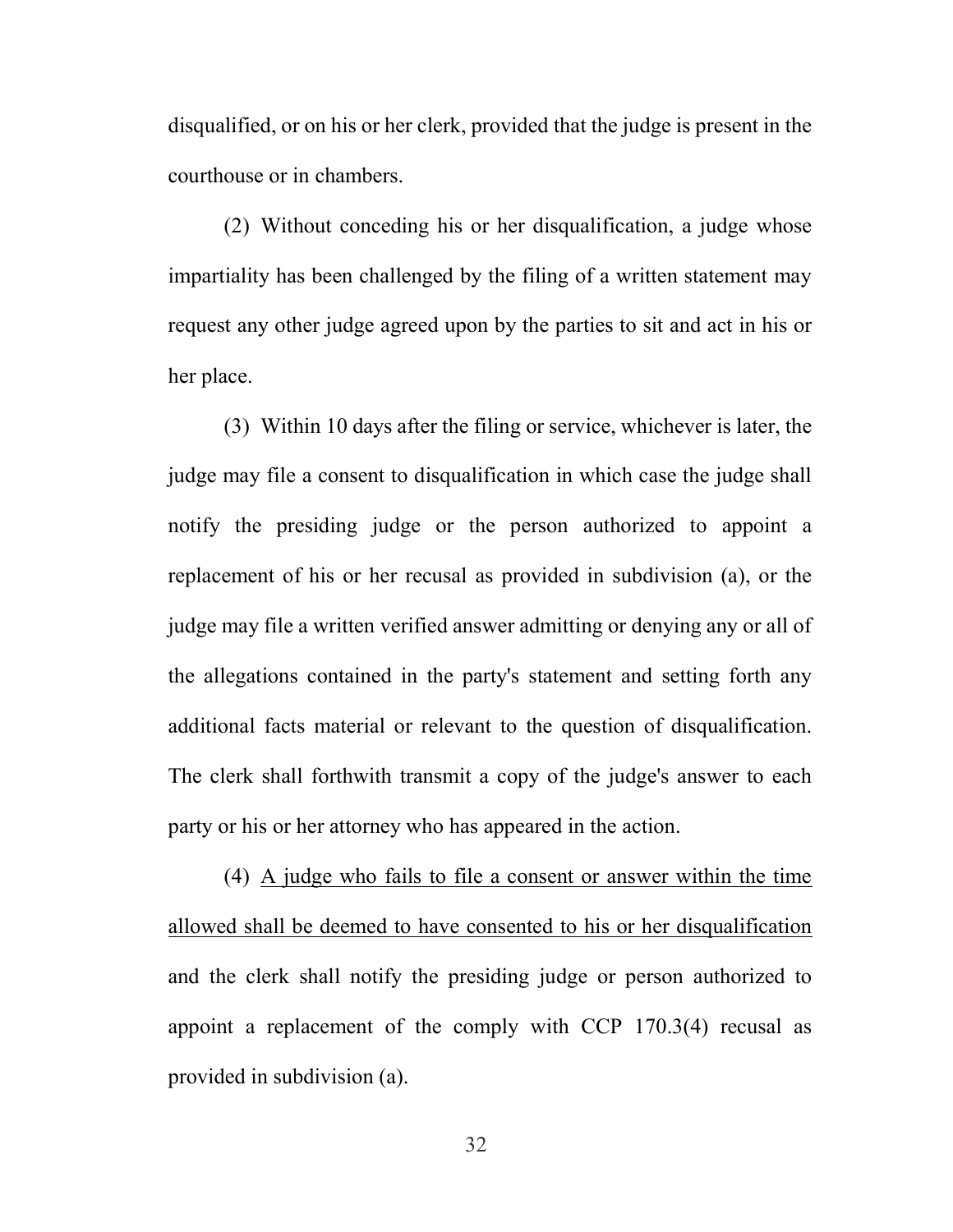disqualified, or on his or her clerk, provided that the judge is present in the courthouse or in chambers.

(2) Without conceding his or her disqualification, a judge whose impartiality has been challenged by the filing of a written statement may request any other judge agreed upon by the parties to sit and act in his or her place.

(3) Within 10 days after the filing or service, whichever is later, the judge may file a consent to disqualification in which case the judge shall notify the presiding judge or the person authorized to appoint a replacement of his or her recusal as provided in subdivision (a), or the judge may file a written verified answer admitting or denying any or all of the allegations contained in the party's statement and setting forth any additional facts material or relevant to the question of disqualification. The clerk shall forthwith transmit a copy of the judge's answer to each party or his or her attorney who has appeared in the action.

(4) <u>A judge who fails to file a consent or answer within the time allowed shall be deemed to have consented to his or her disqualification</u> and the clerk shall notify the presiding judge or person authorized to appoint a replacement of the comply with CCP 170.3(4) recusal as provided in subdivision (a).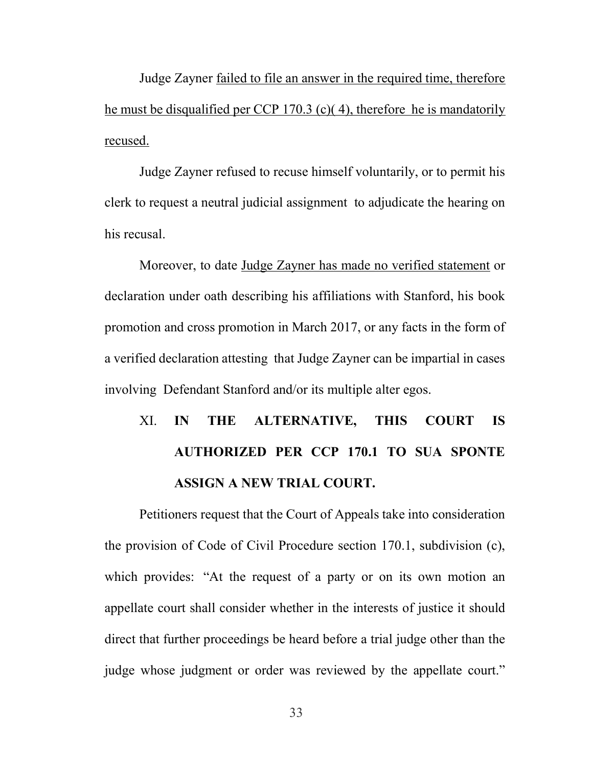Judge Zayner <u>failed to file an answer in the required time, therefore he must be disqualified per CCP 170.3 (c)( 4), therefore he is mandatorily recused.</u>

Judge Zayner refused to recuse himself voluntarily, or to permit his clerk to request a neutral judicial assignment to adjudicate the hearing on his recusal.

Moreover, to date <u>Judge Zayner has made no verified statement</u> or declaration under oath describing his affiliations with Stanford, his book promotion and cross promotion in March 2017, or any facts in the form of a verified declaration attesting that Judge Zayner can be impartial in cases involving Defendant Stanford and/or its multiple alter egos.

## XI. IN THE ALTERNATIVE, THIS COURT IS AUTHORIZED PER CCP 170.1 TO SUA SPONTE ASSIGN A NEW TRIAL COURT.

Petitioners request that the Court of Appeals take into consideration the provision of Code of Civil Procedure section 170.1, subdivision (c), which provides: "At the request of a party or on its own motion an appellate court shall consider whether in the interests of justice it should direct that further proceedings be heard before a trial judge other than the judge whose judgment or order was reviewed by the appellate court."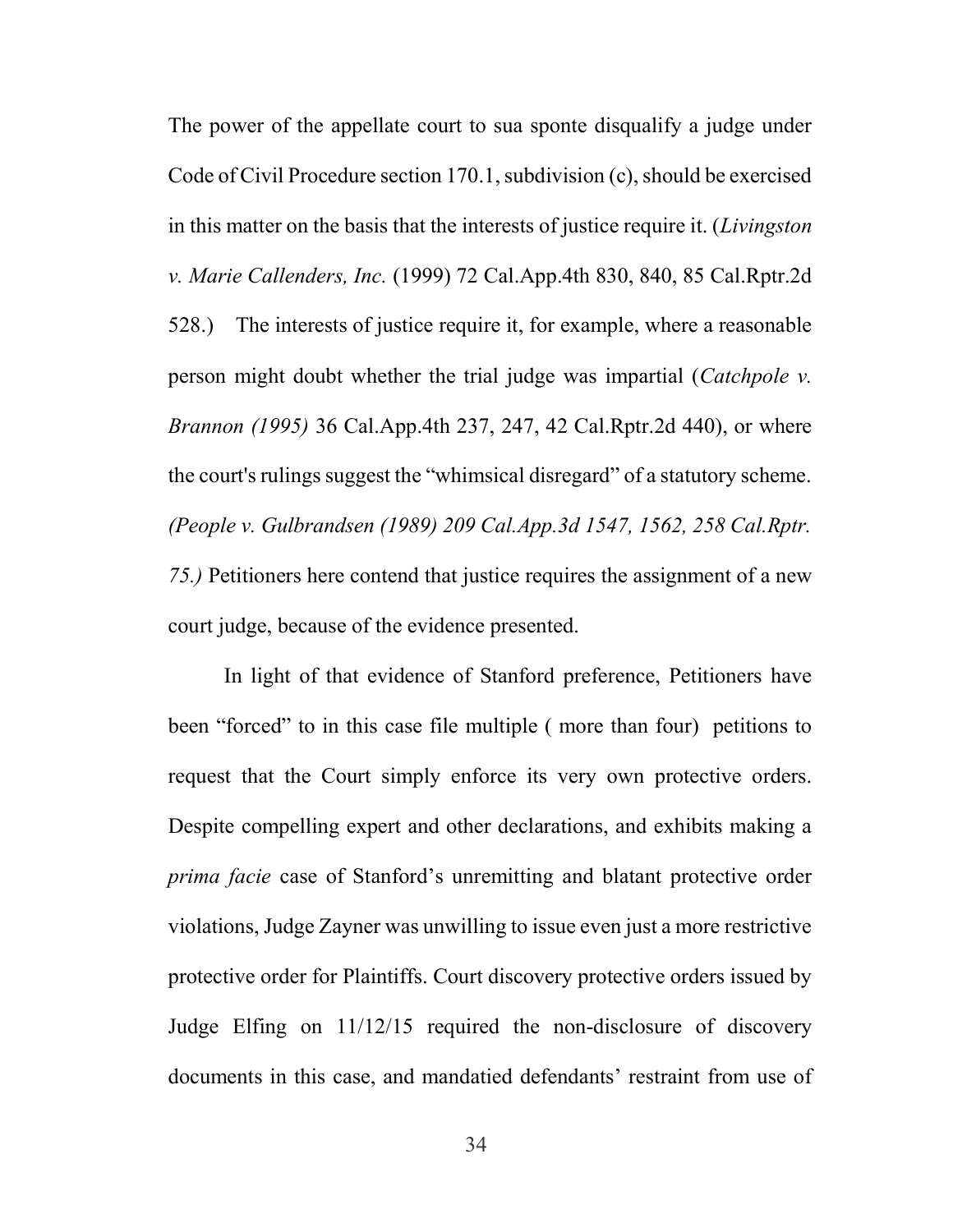The power of the appellate court to sua sponte disqualify a judge under Code of Civil Procedure section 170.1, subdivision (c), should be exercised in this matter on the basis that the interests of justice require it. (*Livingston v. Marie Callenders, Inc.* (1999) 72 Cal.App.4th 830, 840, 85 Cal.Rptr.2d 528.) The interests of justice require it, for example, where a reasonable person might doubt whether the trial judge was impartial (*Catchpole v. Brannon (1995)* 36 Cal.App.4th 237, 247, 42 Cal.Rptr.2d 440), or where the court's rulings suggest the "whimsical disregard" of a statutory scheme. *(People v. Gulbrandsen (1989) 209 Cal.App.3d 1547, 1562, 258 Cal.Rptr. 75.)* Petitioners here contend that justice requires the assignment of a new court judge, because of the evidence presented.

In light of that evidence of Stanford preference, Petitioners have been "forced" to in this case file multiple ( more than four) petitions to request that the Court simply enforce its very own protective orders. Despite compelling expert and other declarations, and exhibits making a *prima facie* case of Stanford's unremitting and blatant protective order violations, Judge Zayner was unwilling to issue even just a more restrictive protective order for Plaintiffs. Court discovery protective orders issued by Judge Elfing on 11/12/15 required the non-disclosure of discovery documents in this case, and mandatied defendants' restraint from use of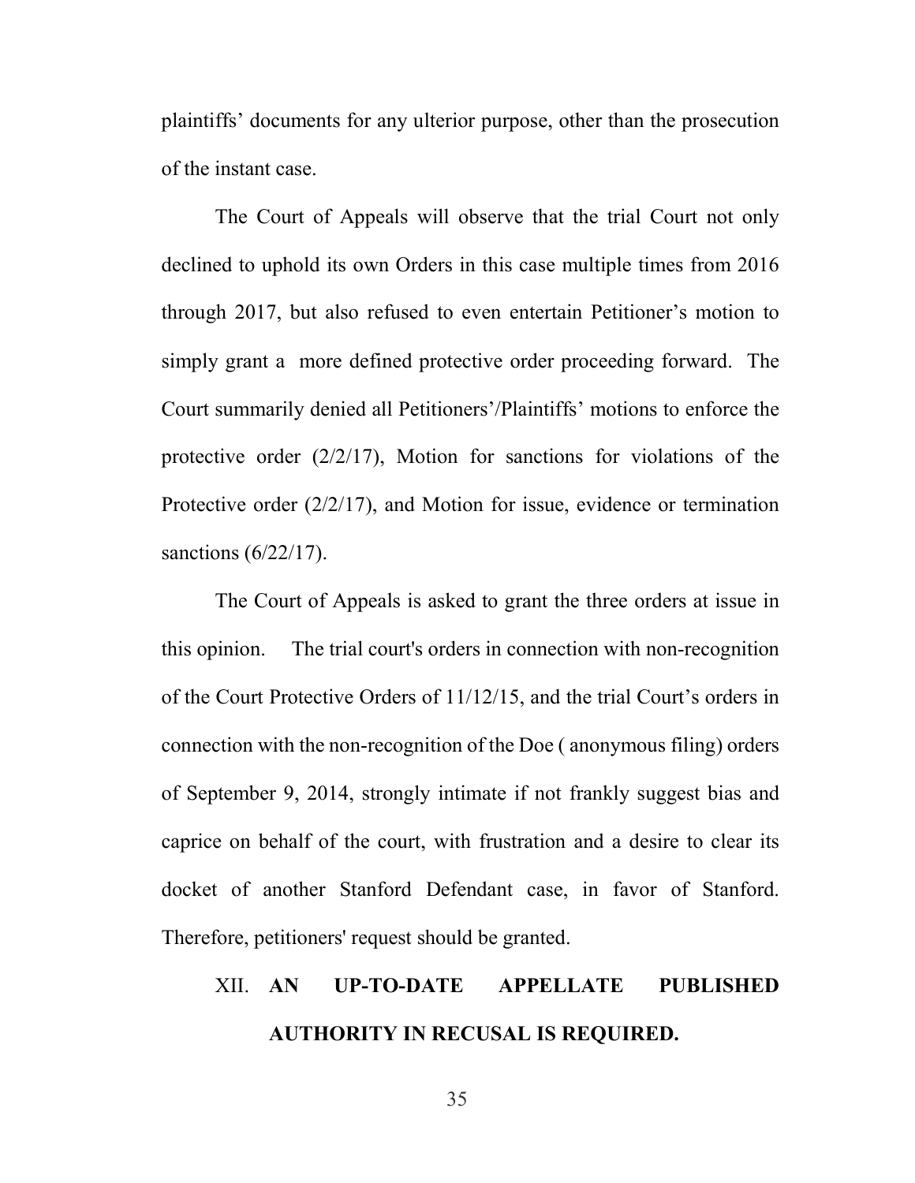plaintiffs' documents for any ulterior purpose, other than the prosecution of the instant case.

The Court of Appeals will observe that the trial Court not only declined to uphold its own Orders in this case multiple times from 2016 through 2017, but also refused to even entertain Petitioner's motion to simply grant a  more defined protective order proceeding forward. The Court summarily denied all Petitioners'/Plaintiffs' motions to enforce the protective order (2/2/17), Motion for sanctions for violations of the Protective order (2/2/17), and Motion for issue, evidence or termination sanctions (6/22/17).

The Court of Appeals is asked to grant the three orders at issue in this opinion.  The trial court's orders in connection with non-recognition of the Court Protective Orders of 11/12/15, and the trial Court's orders in connection with the non-recognition of the Doe ( anonymous filing) orders of September 9, 2014, strongly intimate if not frankly suggest bias and caprice on behalf of the court, with frustration and a desire to clear its docket of another Stanford Defendant case, in favor of Stanford. Therefore, petitioners' request should be granted.

## XII. **AN UP-TO-DATE APPELLATE PUBLISHED AUTHORITY IN RECUSAL IS REQUIRED.**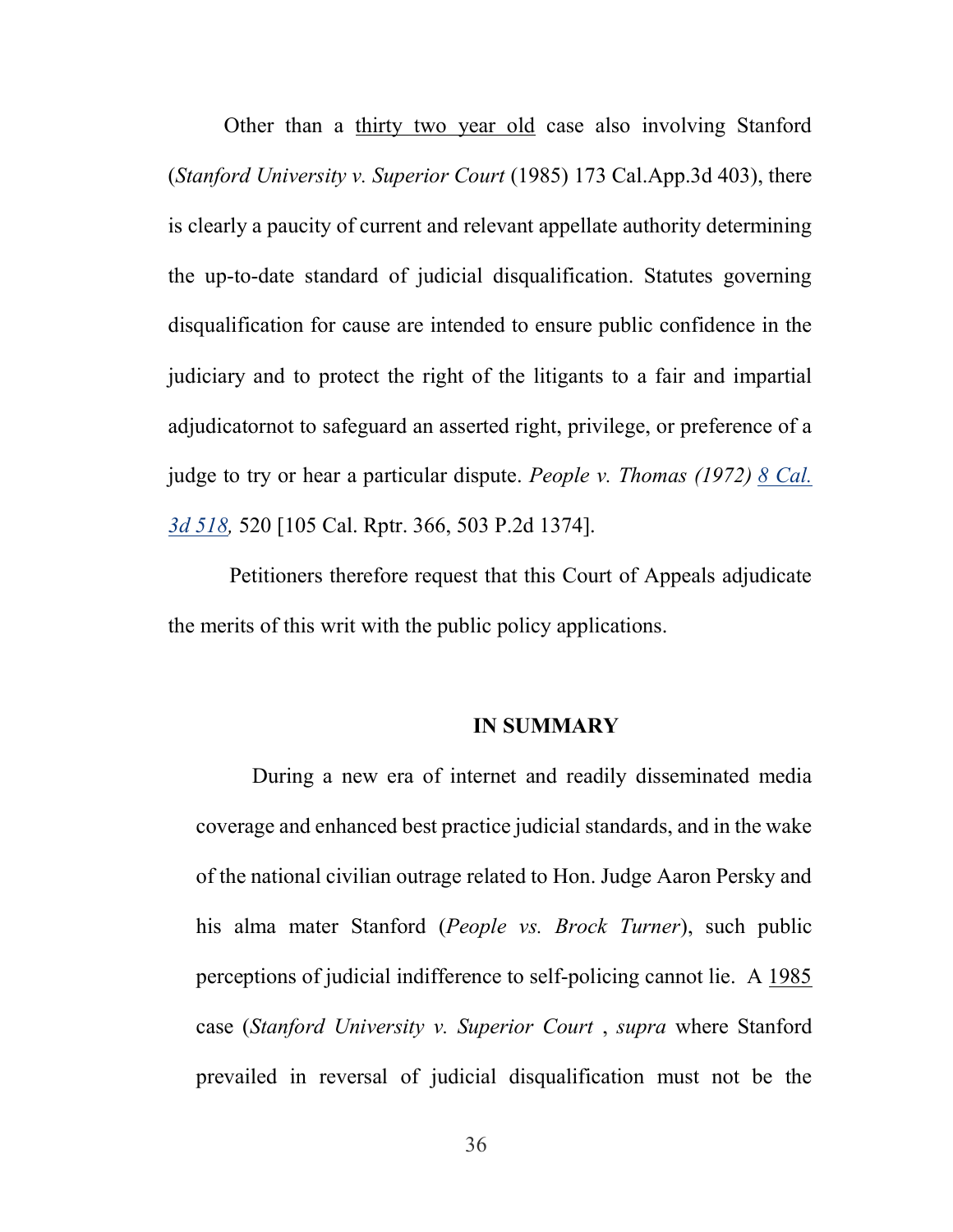Other than a <u>thirty two year old</u> case also involving Stanford (*Stanford University v. Superior Court* (1985) 173 Cal.App.3d 403), there is clearly a paucity of current and relevant appellate authority determining the up-to-date standard of judicial disqualification. Statutes governing disqualification for cause are intended to ensure public confidence in the judiciary and to protect the right of the litigants to a fair and impartial adjudicatornot to safeguard an asserted right, privilege, or preference of a judge to try or hear a particular dispute. *People v. Thomas (1972) 8 Cal. 3d 518,* 520 [105 Cal. Rptr. 366, 503 P.2d 1374].

Petitioners therefore request that this Court of Appeals adjudicate the merits of this writ with the public policy applications.

**IN SUMMARY**

During a new era of internet and readily disseminated media coverage and enhanced best practice judicial standards, and in the wake of the national civilian outrage related to Hon. Judge Aaron Persky and his alma mater Stanford (*People vs. Brock Turner*), such public perceptions of judicial indifference to self-policing cannot lie. A <u>1985</u> case (*Stanford University v. Superior Court* , *supra* where Stanford prevailed in reversal of judicial disqualification must not be the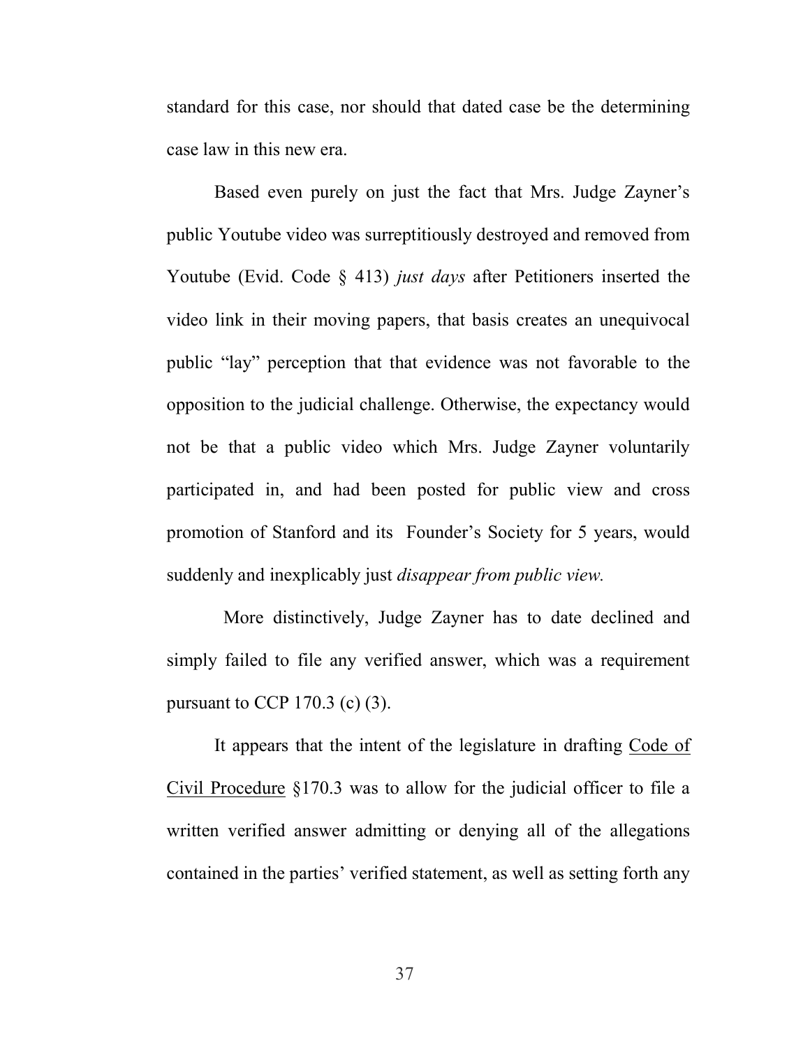standard for this case, nor should that dated case be the determining case law in this new era.

Based even purely on just the fact that Mrs. Judge Zayner's public Youtube video was surreptitiously destroyed and removed from Youtube (Evid. Code § 413) *just days* after Petitioners inserted the video link in their moving papers, that basis creates an unequivocal public "lay" perception that that evidence was not favorable to the opposition to the judicial challenge. Otherwise, the expectancy would not be that a public video which Mrs. Judge Zayner voluntarily participated in, and had been posted for public view and cross promotion of Stanford and its Founder's Society for 5 years, would suddenly and inexplicably just *disappear from public view.*

More distinctively, Judge Zayner has to date declined and simply failed to file any verified answer, which was a requirement pursuant to CCP 170.3 (c) (3).

It appears that the intent of the legislature in drafting Code of Civil Procedure §170.3 was to allow for the judicial officer to file a written verified answer admitting or denying all of the allegations contained in the parties' verified statement, as well as setting forth any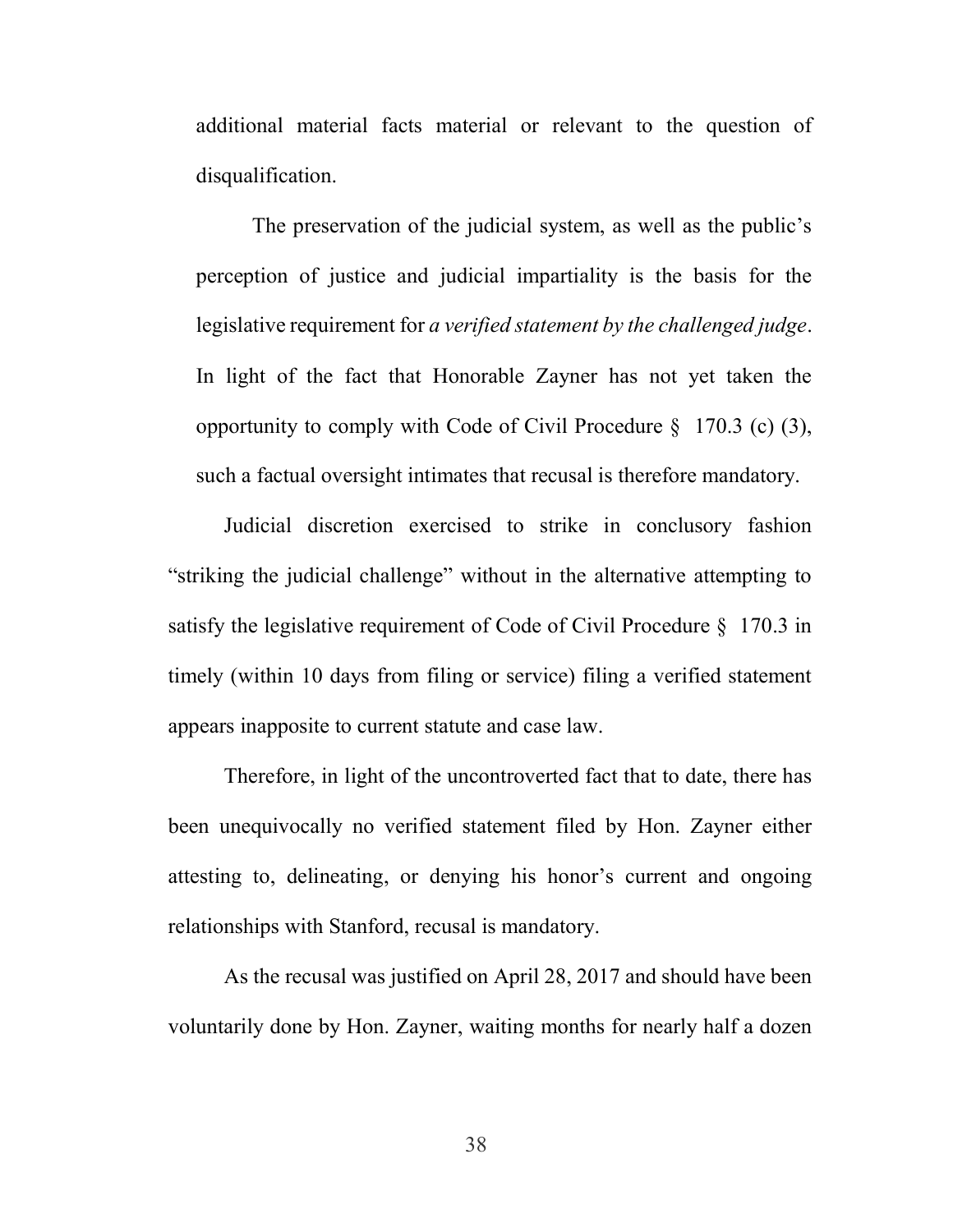additional material facts material or relevant to the question of disqualification.

The preservation of the judicial system, as well as the public's perception of justice and judicial impartiality is the basis for the legislative requirement for *a verified statement by the challenged judge*. In light of the fact that Honorable Zayner has not yet taken the opportunity to comply with Code of Civil Procedure § 170.3 (c) (3), such a factual oversight intimates that recusal is therefore mandatory.

Judicial discretion exercised to strike in conclusory fashion "striking the judicial challenge" without in the alternative attempting to satisfy the legislative requirement of Code of Civil Procedure § 170.3 in timely (within 10 days from filing or service) filing a verified statement appears inapposite to current statute and case law.

Therefore, in light of the uncontroverted fact that to date, there has been unequivocally no verified statement filed by Hon. Zayner either attesting to, delineating, or denying his honor's current and ongoing relationships with Stanford, recusal is mandatory.

As the recusal was justified on April 28, 2017 and should have been voluntarily done by Hon. Zayner, waiting months for nearly half a dozen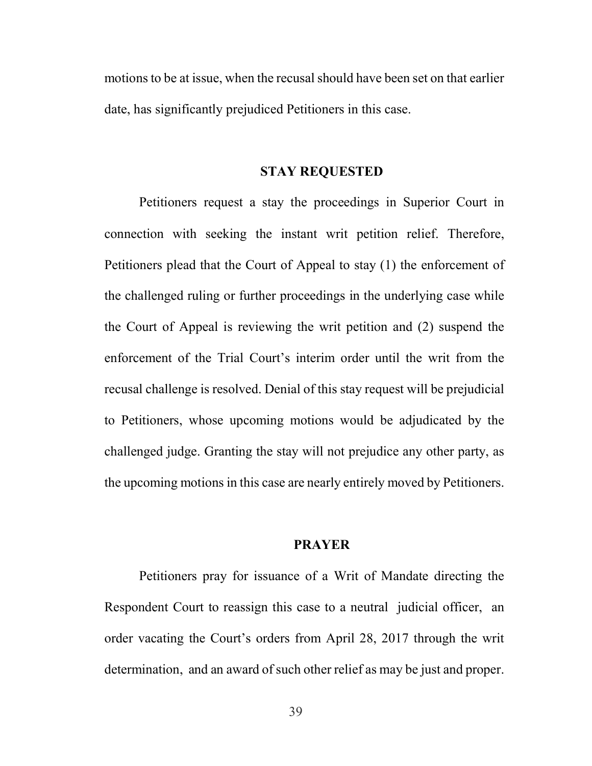motions to be at issue, when the recusal should have been set on that earlier date, has significantly prejudiced Petitioners in this case.

## STAY REQUESTED

Petitioners request a stay the proceedings in Superior Court in connection with seeking the instant writ petition relief. Therefore, Petitioners plead that the Court of Appeal to stay (1) the enforcement of the challenged ruling or further proceedings in the underlying case while the Court of Appeal is reviewing the writ petition and (2) suspend the enforcement of the Trial Court's interim order until the writ from the recusal challenge is resolved. Denial of this stay request will be prejudicial to Petitioners, whose upcoming motions would be adjudicated by the challenged judge. Granting the stay will not prejudice any other party, as the upcoming motions in this case are nearly entirely moved by Petitioners.

## PRAYER

Petitioners pray for issuance of a Writ of Mandate directing the Respondent Court to reassign this case to a neutral judicial officer, an order vacating the Court's orders from April 28, 2017 through the writ determination, and an award of such other relief as may be just and proper.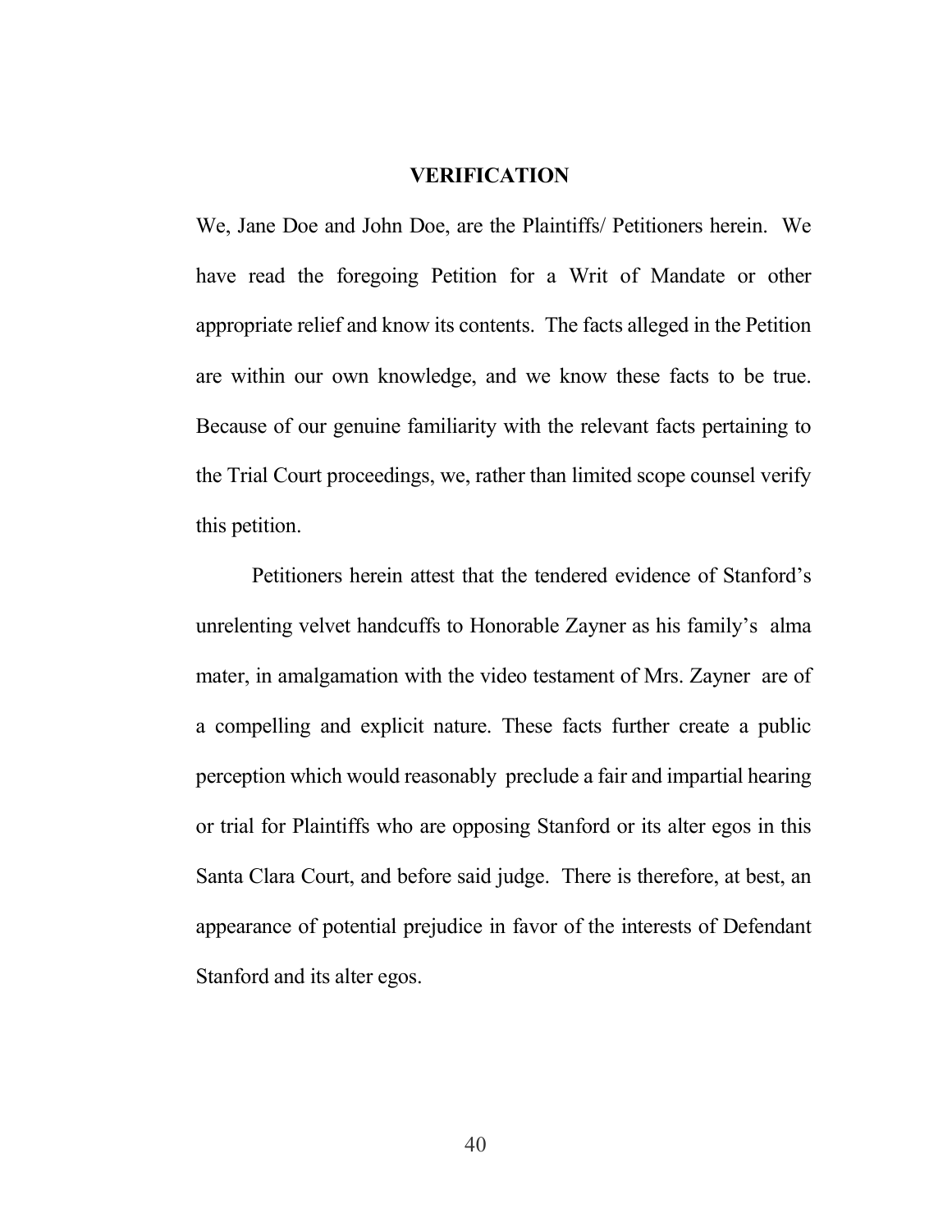## VERIFICATION

We, Jane Doe and John Doe, are the Plaintiffs/ Petitioners herein. We have read the foregoing Petition for a Writ of Mandate or other appropriate relief and know its contents. The facts alleged in the Petition are within our own knowledge, and we know these facts to be true. Because of our genuine familiarity with the relevant facts pertaining to the Trial Court proceedings, we, rather than limited scope counsel verify this petition.

Petitioners herein attest that the tendered evidence of Stanford's unrelenting velvet handcuffs to Honorable Zayner as his family's alma mater, in amalgamation with the video testament of Mrs. Zayner are of a compelling and explicit nature. These facts further create a public perception which would reasonably preclude a fair and impartial hearing or trial for Plaintiffs who are opposing Stanford or its alter egos in this Santa Clara Court, and before said judge. There is therefore, at best, an appearance of potential prejudice in favor of the interests of Defendant Stanford and its alter egos.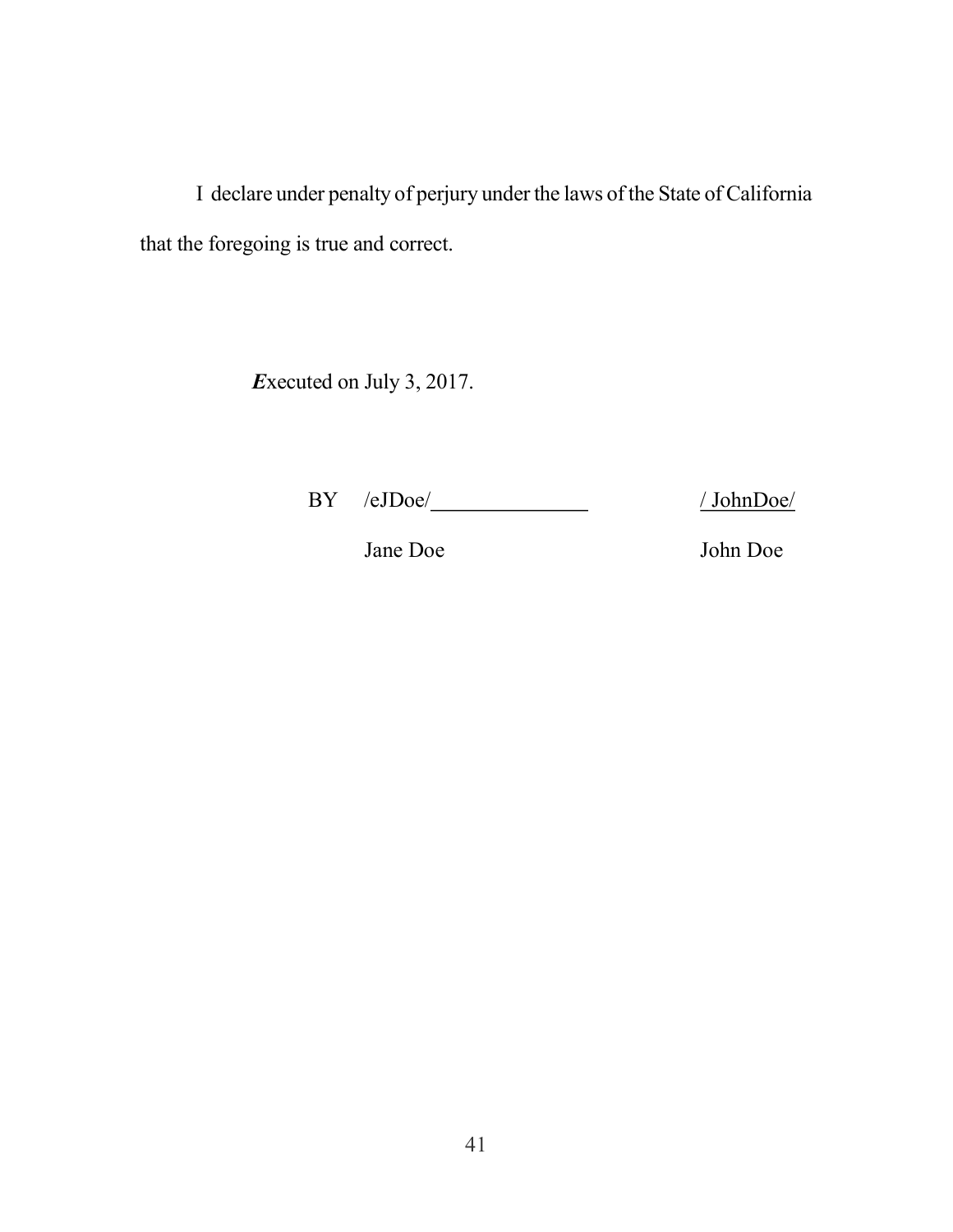I declare under penalty of perjury under the laws of the State of California that the foregoing is true and correct.

***E***xecuted on July 3, 2017.

BY /eJDoe/_______________ / JohnDoe/

Jane Doe John Doe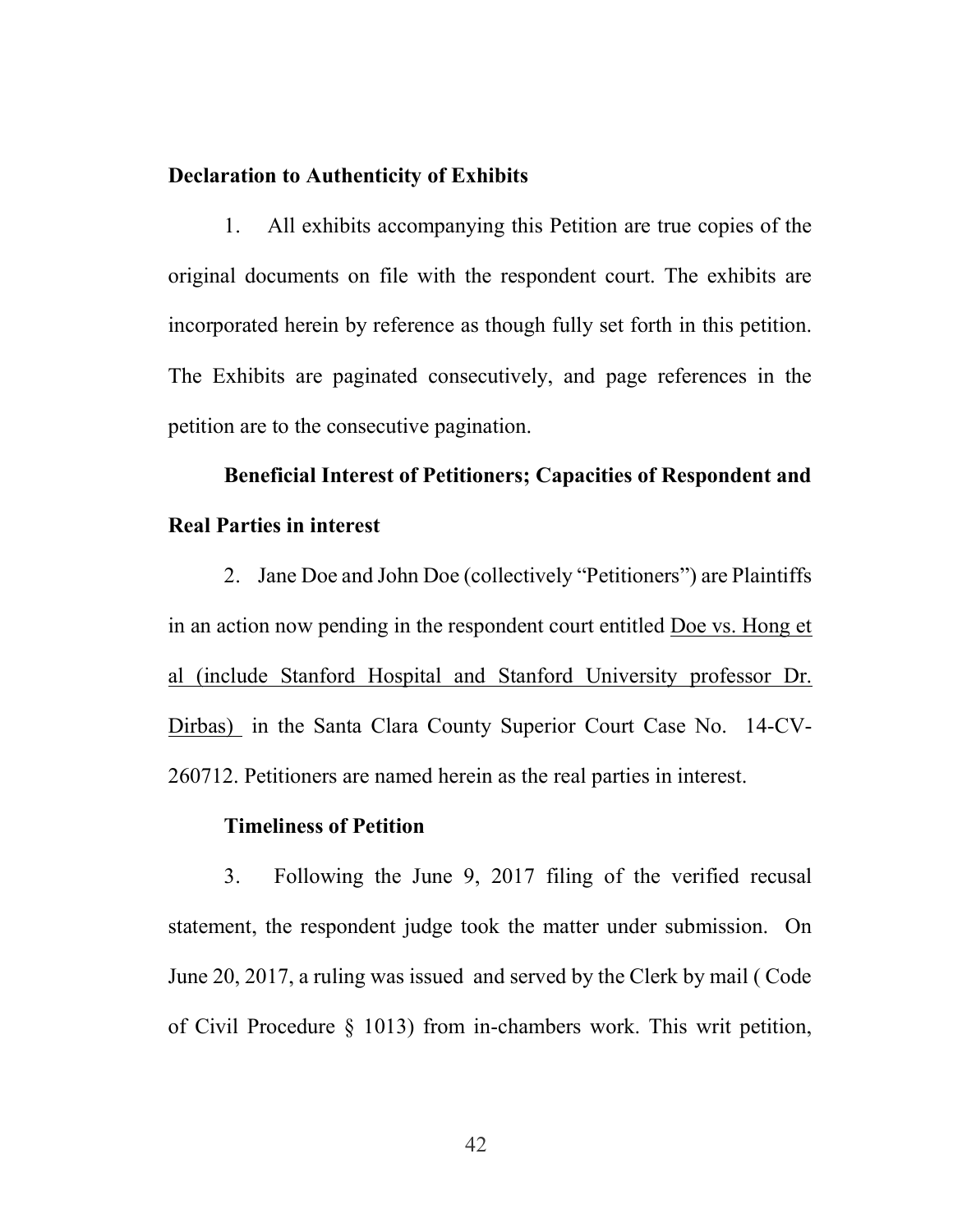**Declaration to Authenticity of Exhibits**

1. All exhibits accompanying this Petition are true copies of the original documents on file with the respondent court. The exhibits are incorporated herein by reference as though fully set forth in this petition. The Exhibits are paginated consecutively, and page references in the petition are to the consecutive pagination.

**Beneficial Interest of Petitioners; Capacities of Respondent and Real Parties in interest**

2. Jane Doe and John Doe (collectively "Petitioners") are Plaintiffs in an action now pending in the respondent court entitled Doe vs. Hong et al (include Stanford Hospital and Stanford University professor Dr. Dirbas) in the Santa Clara County Superior Court Case No. 14-CV-260712. Petitioners are named herein as the real parties in interest.

**Timeliness of Petition**

3. Following the June 9, 2017 filing of the verified recusal statement, the respondent judge took the matter under submission. On June 20, 2017, a ruling was issued and served by the Clerk by mail ( Code of Civil Procedure § 1013) from in-chambers work. This writ petition,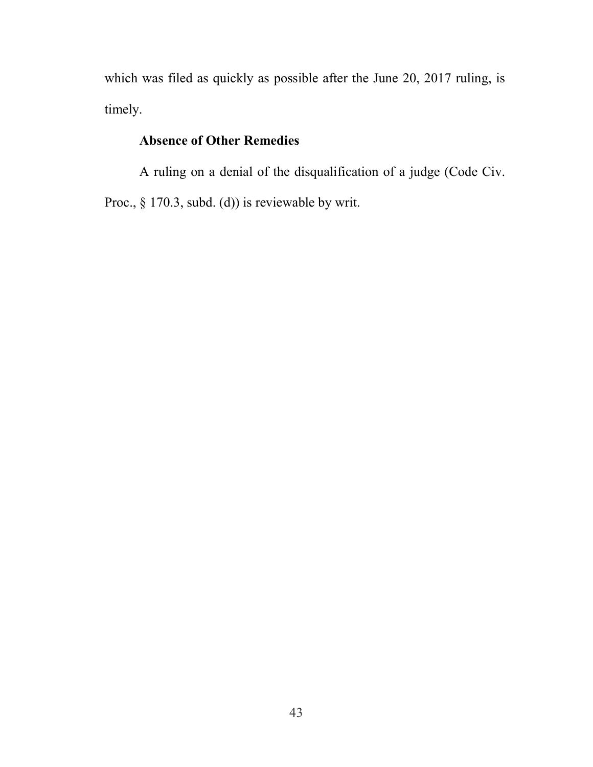which was filed as quickly as possible after the June 20, 2017 ruling, is timely.

**Absence of Other Remedies**

A ruling on a denial of the disqualification of a judge (Code Civ. Proc., § 170.3, subd. (d)) is reviewable by writ.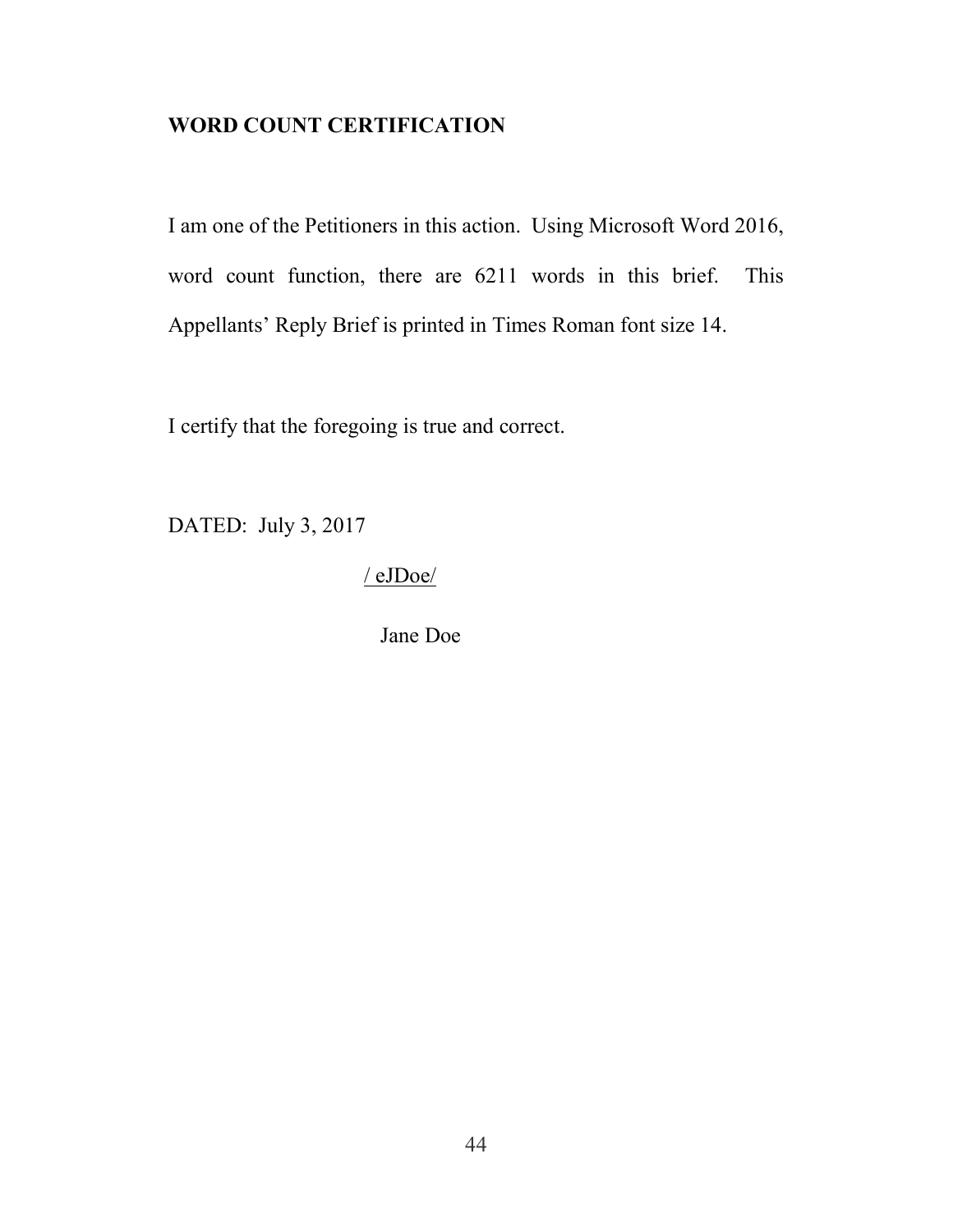**WORD COUNT CERTIFICATION**

I am one of the Petitioners in this action. Using Microsoft Word 2016, word count function, there are 6211 words in this brief. This Appellants' Reply Brief is printed in Times Roman font size 14.

I certify that the foregoing is true and correct.

DATED: July 3, 2017

/ eJDoe/

Jane Doe